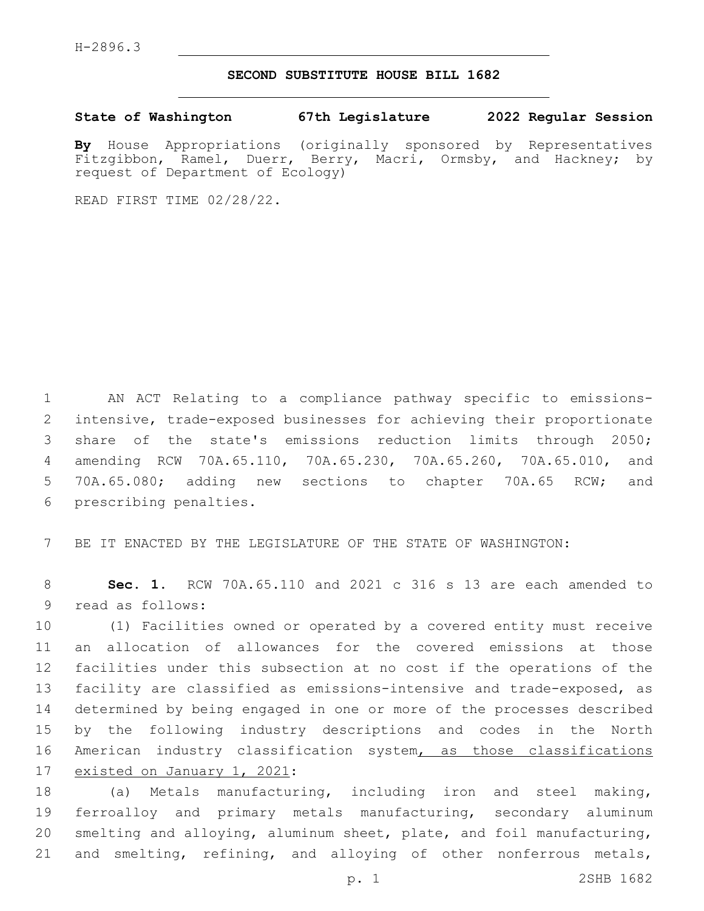H-2896.3

# SECOND SUBSTITUTE HOUSE BILL 1682

**State of Washington 67th Legislature 2022 Regular Session**

**By** House Appropriations (originally sponsored by Representatives Fitzgibbon, Ramel, Duerr, Berry, Macri, Ormsby, and Hackney; by request of Department of Ecology)

READ FIRST TIME 02/28/22.

AN ACT Relating to a compliance pathway specific to emissions-intensive, trade-exposed businesses for achieving their proportionate share of the state's emissions reduction limits through 2050; amending RCW 70A.65.110, 70A.65.230, 70A.65.260, 70A.65.010, and 70A.65.080; adding new sections to chapter 70A.65 RCW; and prescribing penalties.

BE IT ENACTED BY THE LEGISLATURE OF THE STATE OF WASHINGTON:

**Sec. 1.** RCW 70A.65.110 and 2021 c 316 s 13 are each amended to read as follows:

(1) Facilities owned or operated by a covered entity must receive an allocation of allowances for the covered emissions at those facilities under this subsection at no cost if the operations of the facility are classified as emissions-intensive and trade-exposed, as determined by being engaged in one or more of the processes described by the following industry descriptions and codes in the North American industry classification system, as those classifications existed on January 1, 2021:

(a) Metals manufacturing, including iron and steel making, ferroalloy and primary metals manufacturing, secondary aluminum smelting and alloying, aluminum sheet, plate, and foil manufacturing, and smelting, refining, and alloying of other nonferrous metals,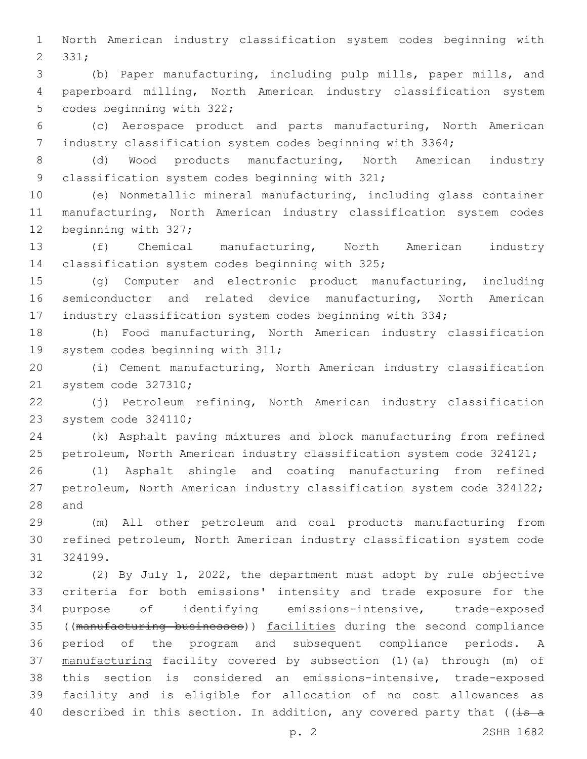North American industry classification system codes beginning with 331;

(b) Paper manufacturing, including pulp mills, paper mills, and paperboard milling, North American industry classification system codes beginning with 322;

(c) Aerospace product and parts manufacturing, North American industry classification system codes beginning with 3364;

(d) Wood products manufacturing, North American industry classification system codes beginning with 321;

(e) Nonmetallic mineral manufacturing, including glass container manufacturing, North American industry classification system codes beginning with 327;

(f) Chemical manufacturing, North American industry classification system codes beginning with 325;

(g) Computer and electronic product manufacturing, including semiconductor and related device manufacturing, North American industry classification system codes beginning with 334;

(h) Food manufacturing, North American industry classification system codes beginning with 311;

(i) Cement manufacturing, North American industry classification system code 327310;

(j) Petroleum refining, North American industry classification system code 324110;

(k) Asphalt paving mixtures and block manufacturing from refined petroleum, North American industry classification system code 324121;

(l) Asphalt shingle and coating manufacturing from refined petroleum, North American industry classification system code 324122; and

(m) All other petroleum and coal products manufacturing from refined petroleum, North American industry classification system code 324199.

(2) By July 1, 2022, the department must adopt by rule objective criteria for both emissions' intensity and trade exposure for the purpose of identifying emissions-intensive, trade-exposed ((~~manufacturing businesses~~)) facilities during the second compliance period of the program and subsequent compliance periods. A manufacturing facility covered by subsection (1)(a) through (m) of this section is considered an emissions-intensive, trade-exposed facility and is eligible for allocation of no cost allowances as described in this section. In addition, any covered party that ((~~is a~~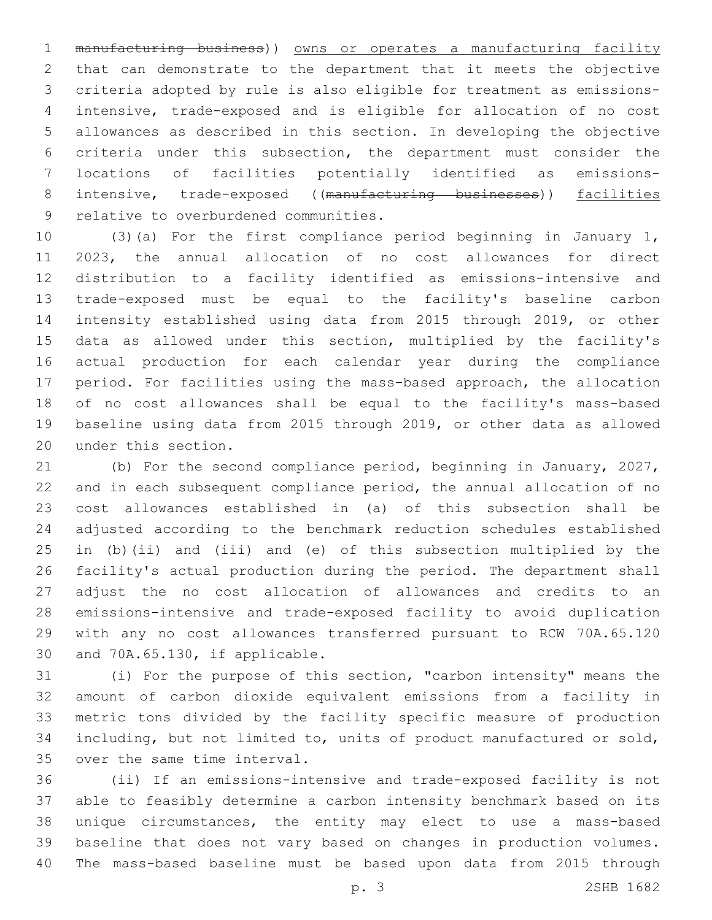~~manufacturing business~~)) <u>owns or operates a manufacturing facility</u> that can demonstrate to the department that it meets the objective criteria adopted by rule is also eligible for treatment as emissions-intensive, trade-exposed and is eligible for allocation of no cost allowances as described in this section. In developing the objective criteria under this subsection, the department must consider the locations of facilities potentially identified as emissions-intensive, trade-exposed ((~~manufacturing businesses~~)) <u>facilities</u> relative to overburdened communities.

(3)(a) For the first compliance period beginning in January 1, 2023, the annual allocation of no cost allowances for direct distribution to a facility identified as emissions-intensive and trade-exposed must be equal to the facility's baseline carbon intensity established using data from 2015 through 2019, or other data as allowed under this section, multiplied by the facility's actual production for each calendar year during the compliance period. For facilities using the mass-based approach, the allocation of no cost allowances shall be equal to the facility's mass-based baseline using data from 2015 through 2019, or other data as allowed under this section.

(b) For the second compliance period, beginning in January, 2027, and in each subsequent compliance period, the annual allocation of no cost allowances established in (a) of this subsection shall be adjusted according to the benchmark reduction schedules established in (b)(ii) and (iii) and (e) of this subsection multiplied by the facility's actual production during the period. The department shall adjust the no cost allocation of allowances and credits to an emissions-intensive and trade-exposed facility to avoid duplication with any no cost allowances transferred pursuant to RCW 70A.65.120 and 70A.65.130, if applicable.

(i) For the purpose of this section, "carbon intensity" means the amount of carbon dioxide equivalent emissions from a facility in metric tons divided by the facility specific measure of production including, but not limited to, units of product manufactured or sold, over the same time interval.

(ii) If an emissions-intensive and trade-exposed facility is not able to feasibly determine a carbon intensity benchmark based on its unique circumstances, the entity may elect to use a mass-based baseline that does not vary based on changes in production volumes. The mass-based baseline must be based upon data from 2015 through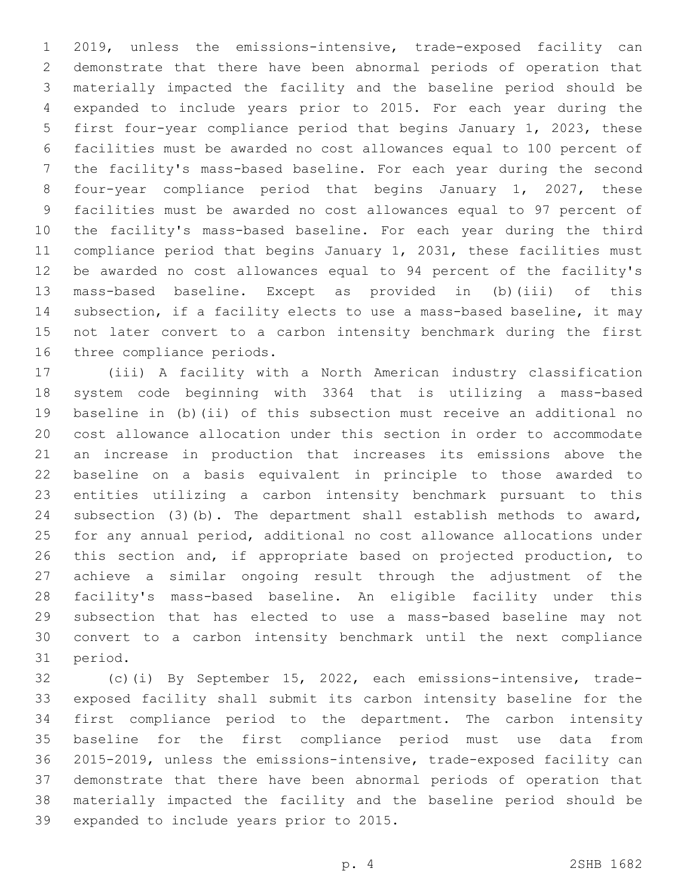2019, unless the emissions-intensive, trade-exposed facility can demonstrate that there have been abnormal periods of operation that materially impacted the facility and the baseline period should be expanded to include years prior to 2015. For each year during the first four-year compliance period that begins January 1, 2023, these facilities must be awarded no cost allowances equal to 100 percent of the facility's mass-based baseline. For each year during the second four-year compliance period that begins January 1, 2027, these facilities must be awarded no cost allowances equal to 97 percent of the facility's mass-based baseline. For each year during the third compliance period that begins January 1, 2031, these facilities must be awarded no cost allowances equal to 94 percent of the facility's mass-based baseline. Except as provided in (b)(iii) of this subsection, if a facility elects to use a mass-based baseline, it may not later convert to a carbon intensity benchmark during the first three compliance periods.

(iii) A facility with a North American industry classification system code beginning with 3364 that is utilizing a mass-based baseline in (b)(ii) of this subsection must receive an additional no cost allowance allocation under this section in order to accommodate an increase in production that increases its emissions above the baseline on a basis equivalent in principle to those awarded to entities utilizing a carbon intensity benchmark pursuant to this subsection (3)(b). The department shall establish methods to award, for any annual period, additional no cost allowance allocations under this section and, if appropriate based on projected production, to achieve a similar ongoing result through the adjustment of the facility's mass-based baseline. An eligible facility under this subsection that has elected to use a mass-based baseline may not convert to a carbon intensity benchmark until the next compliance period.

(c)(i) By September 15, 2022, each emissions-intensive, trade-exposed facility shall submit its carbon intensity baseline for the first compliance period to the department. The carbon intensity baseline for the first compliance period must use data from 2015-2019, unless the emissions-intensive, trade-exposed facility can demonstrate that there have been abnormal periods of operation that materially impacted the facility and the baseline period should be expanded to include years prior to 2015.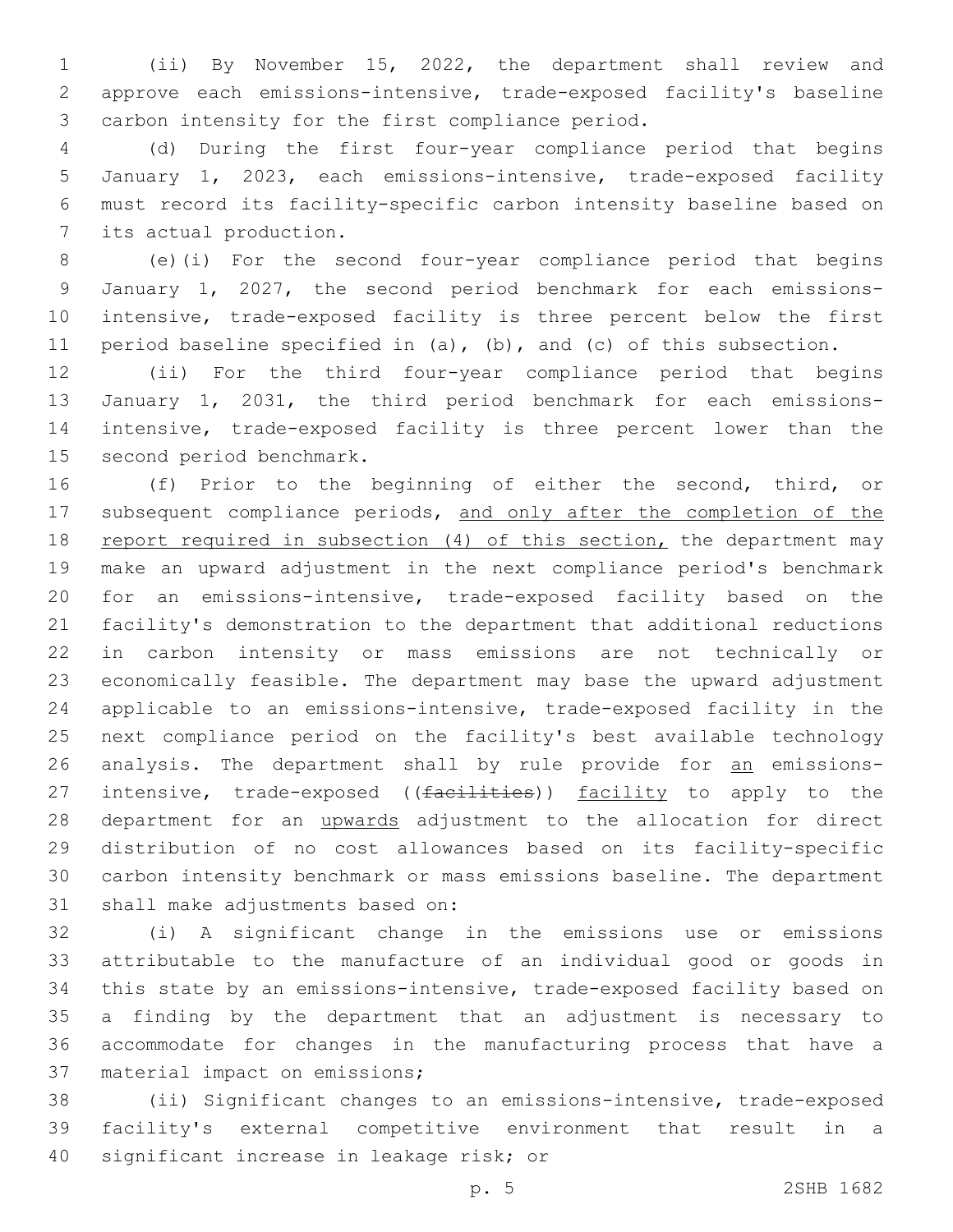(ii) By November 15, 2022, the department shall review and approve each emissions-intensive, trade-exposed facility's baseline carbon intensity for the first compliance period.

(d) During the first four-year compliance period that begins January 1, 2023, each emissions-intensive, trade-exposed facility must record its facility-specific carbon intensity baseline based on its actual production.

(e)(i) For the second four-year compliance period that begins January 1, 2027, the second period benchmark for each emissions-intensive, trade-exposed facility is three percent below the first period baseline specified in (a), (b), and (c) of this subsection.

(ii) For the third four-year compliance period that begins January 1, 2031, the third period benchmark for each emissions-intensive, trade-exposed facility is three percent lower than the second period benchmark.

(f) Prior to the beginning of either the second, third, or subsequent compliance periods, <u>and only after the completion of the report required in subsection (4) of this section,</u> the department may make an upward adjustment in the next compliance period's benchmark for an emissions-intensive, trade-exposed facility based on the facility's demonstration to the department that additional reductions in carbon intensity or mass emissions are not technically or economically feasible. The department may base the upward adjustment applicable to an emissions-intensive, trade-exposed facility in the next compliance period on the facility's best available technology analysis. The department shall by rule provide for <u>an</u> emissions-intensive, trade-exposed ((~~facilities~~)) <u>facility</u> to apply to the department for an <u>upwards</u> adjustment to the allocation for direct distribution of no cost allowances based on its facility-specific carbon intensity benchmark or mass emissions baseline. The department shall make adjustments based on:

(i) A significant change in the emissions use or emissions attributable to the manufacture of an individual good or goods in this state by an emissions-intensive, trade-exposed facility based on a finding by the department that an adjustment is necessary to accommodate for changes in the manufacturing process that have a material impact on emissions;

(ii) Significant changes to an emissions-intensive, trade-exposed facility's external competitive environment that result in a significant increase in leakage risk; or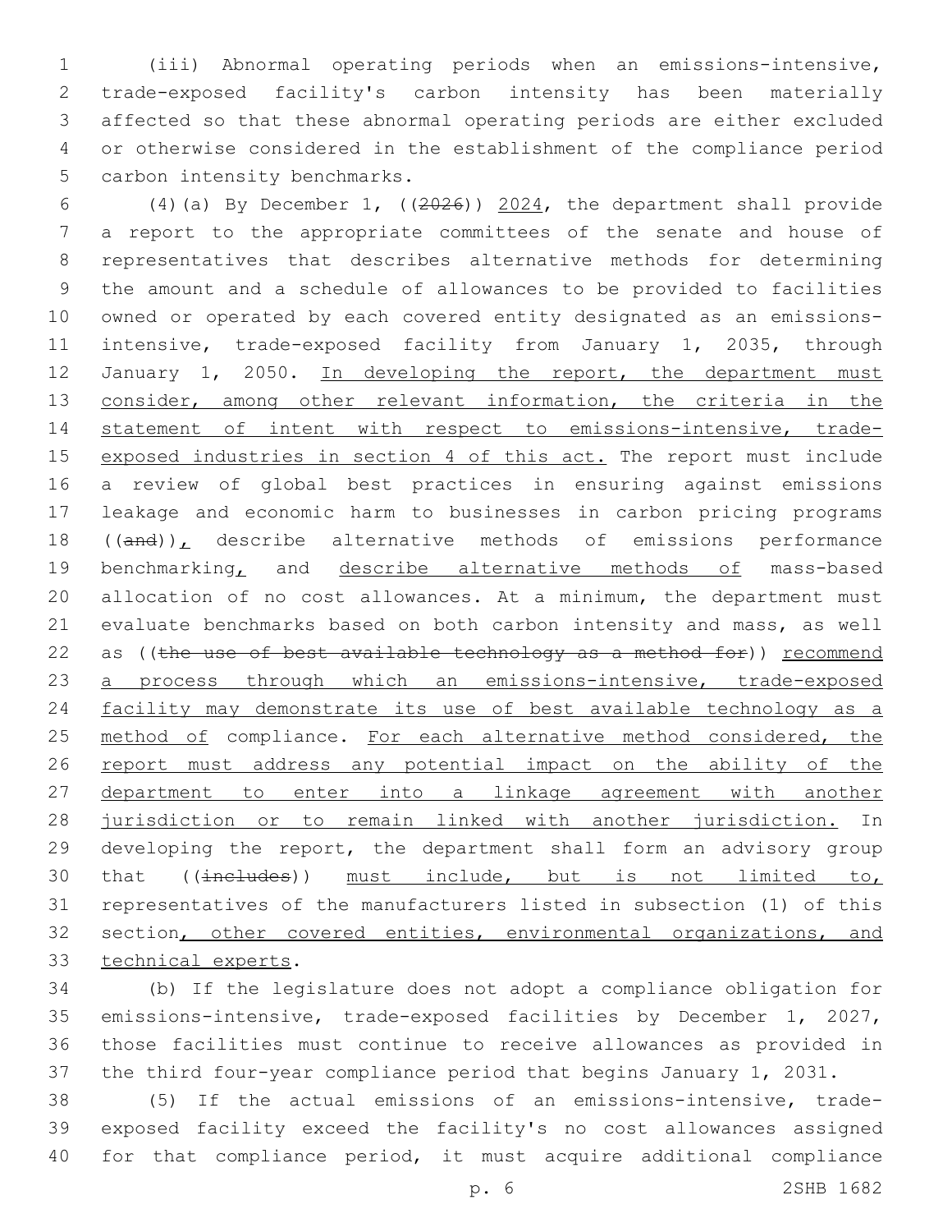(iii) Abnormal operating periods when an emissions-intensive, trade-exposed facility's carbon intensity has been materially affected so that these abnormal operating periods are either excluded or otherwise considered in the establishment of the compliance period carbon intensity benchmarks.

(4)(a) By December 1, ((~~2026~~)) <u>2024</u>, the department shall provide a report to the appropriate committees of the senate and house of representatives that describes alternative methods for determining the amount and a schedule of allowances to be provided to facilities owned or operated by each covered entity designated as an emissions-intensive, trade-exposed facility from January 1, 2035, through January 1, 2050. <u>In developing the report, the department must consider, among other relevant information, the criteria in the statement of intent with respect to emissions-intensive, trade-exposed industries in section 4 of this act.</u> The report must include a review of global best practices in ensuring against emissions leakage and economic harm to businesses in carbon pricing programs ((~~and~~))<u>,</u> describe alternative methods of emissions performance benchmarking<u>,</u> and <u>describe alternative methods of</u> mass-based allocation of no cost allowances. At a minimum, the department must evaluate benchmarks based on both carbon intensity and mass, as well as ((~~the use of best available technology as a method for~~)) <u>recommend a process through which an emissions-intensive, trade-exposed facility may demonstrate its use of best available technology as a method of</u> compliance. <u>For each alternative method considered, the report must address any potential impact on the ability of the department to enter into a linkage agreement with another jurisdiction or to remain linked with another jurisdiction.</u> In developing the report, the department shall form an advisory group that ((~~includes~~)) <u>must include, but is not limited to,</u> representatives of the manufacturers listed in subsection (1) of this section<u>, other covered entities, environmental organizations, and technical experts</u>.

(b) If the legislature does not adopt a compliance obligation for emissions-intensive, trade-exposed facilities by December 1, 2027, those facilities must continue to receive allowances as provided in the third four-year compliance period that begins January 1, 2031.

(5) If the actual emissions of an emissions-intensive, trade-exposed facility exceed the facility's no cost allowances assigned for that compliance period, it must acquire additional compliance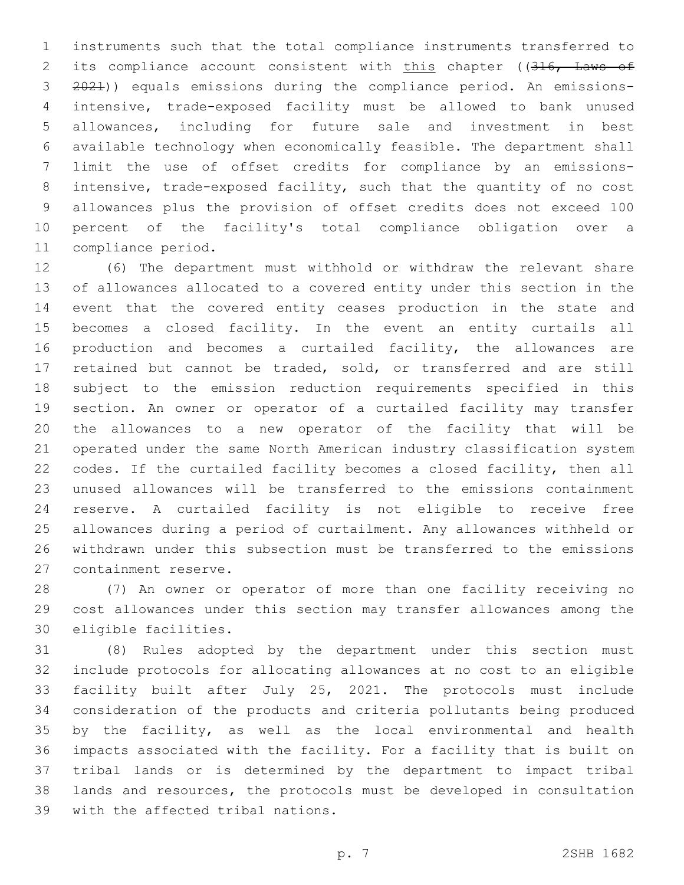instruments such that the total compliance instruments transferred to its compliance account consistent with this chapter ((316, Laws of 2021)) equals emissions during the compliance period. An emissions-intensive, trade-exposed facility must be allowed to bank unused allowances, including for future sale and investment in best available technology when economically feasible. The department shall limit the use of offset credits for compliance by an emissions-intensive, trade-exposed facility, such that the quantity of no cost allowances plus the provision of offset credits does not exceed 100 percent of the facility's total compliance obligation over a compliance period.

(6) The department must withhold or withdraw the relevant share of allowances allocated to a covered entity under this section in the event that the covered entity ceases production in the state and becomes a closed facility. In the event an entity curtails all production and becomes a curtailed facility, the allowances are retained but cannot be traded, sold, or transferred and are still subject to the emission reduction requirements specified in this section. An owner or operator of a curtailed facility may transfer the allowances to a new operator of the facility that will be operated under the same North American industry classification system codes. If the curtailed facility becomes a closed facility, then all unused allowances will be transferred to the emissions containment reserve. A curtailed facility is not eligible to receive free allowances during a period of curtailment. Any allowances withheld or withdrawn under this subsection must be transferred to the emissions containment reserve.

(7) An owner or operator of more than one facility receiving no cost allowances under this section may transfer allowances among the eligible facilities.

(8) Rules adopted by the department under this section must include protocols for allocating allowances at no cost to an eligible facility built after July 25, 2021. The protocols must include consideration of the products and criteria pollutants being produced by the facility, as well as the local environmental and health impacts associated with the facility. For a facility that is built on tribal lands or is determined by the department to impact tribal lands and resources, the protocols must be developed in consultation with the affected tribal nations.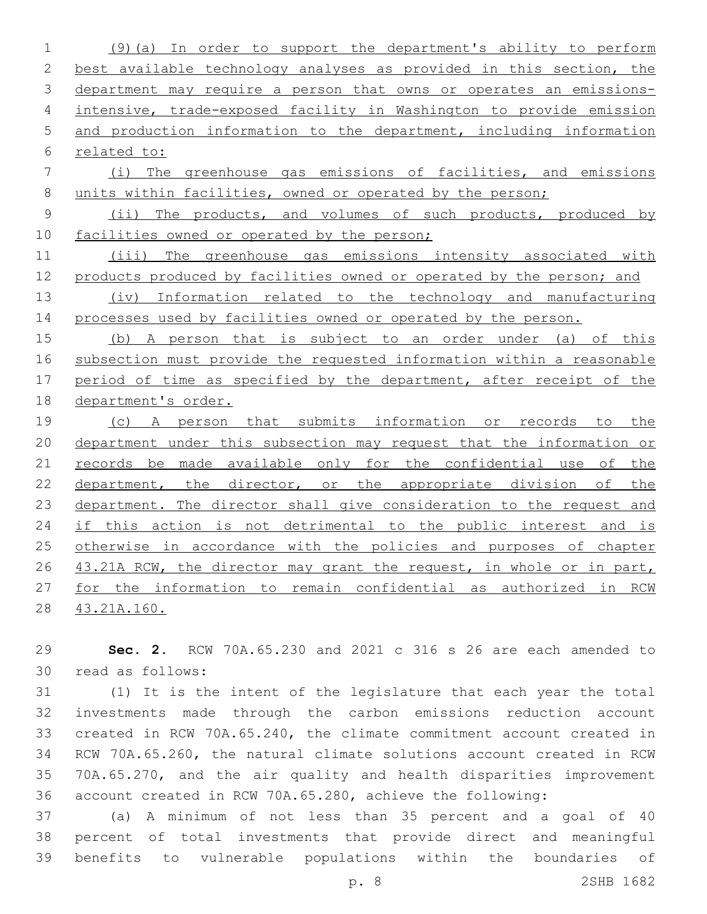(9)(a) In order to support the department's ability to perform best available technology analyses as provided in this section, the department may require a person that owns or operates an emissions-intensive, trade-exposed facility in Washington to provide emission and production information to the department, including information related to:

(i) The greenhouse gas emissions of facilities, and emissions units within facilities, owned or operated by the person;

(ii) The products, and volumes of such products, produced by facilities owned or operated by the person;

(iii) The greenhouse gas emissions intensity associated with products produced by facilities owned or operated by the person; and

(iv) Information related to the technology and manufacturing processes used by facilities owned or operated by the person.

(b) A person that is subject to an order under (a) of this subsection must provide the requested information within a reasonable period of time as specified by the department, after receipt of the department's order.

(c) A person that submits information or records to the department under this subsection may request that the information or records be made available only for the confidential use of the department, the director, or the appropriate division of the department. The director shall give consideration to the request and if this action is not detrimental to the public interest and is otherwise in accordance with the policies and purposes of chapter 43.21A RCW, the director may grant the request, in whole or in part, for the information to remain confidential as authorized in RCW 43.21A.160.

**Sec. 2.** RCW 70A.65.230 and 2021 c 316 s 26 are each amended to read as follows:

(1) It is the intent of the legislature that each year the total investments made through the carbon emissions reduction account created in RCW 70A.65.240, the climate commitment account created in RCW 70A.65.260, the natural climate solutions account created in RCW 70A.65.270, and the air quality and health disparities improvement account created in RCW 70A.65.280, achieve the following:

(a) A minimum of not less than 35 percent and a goal of 40 percent of total investments that provide direct and meaningful benefits to vulnerable populations within the boundaries of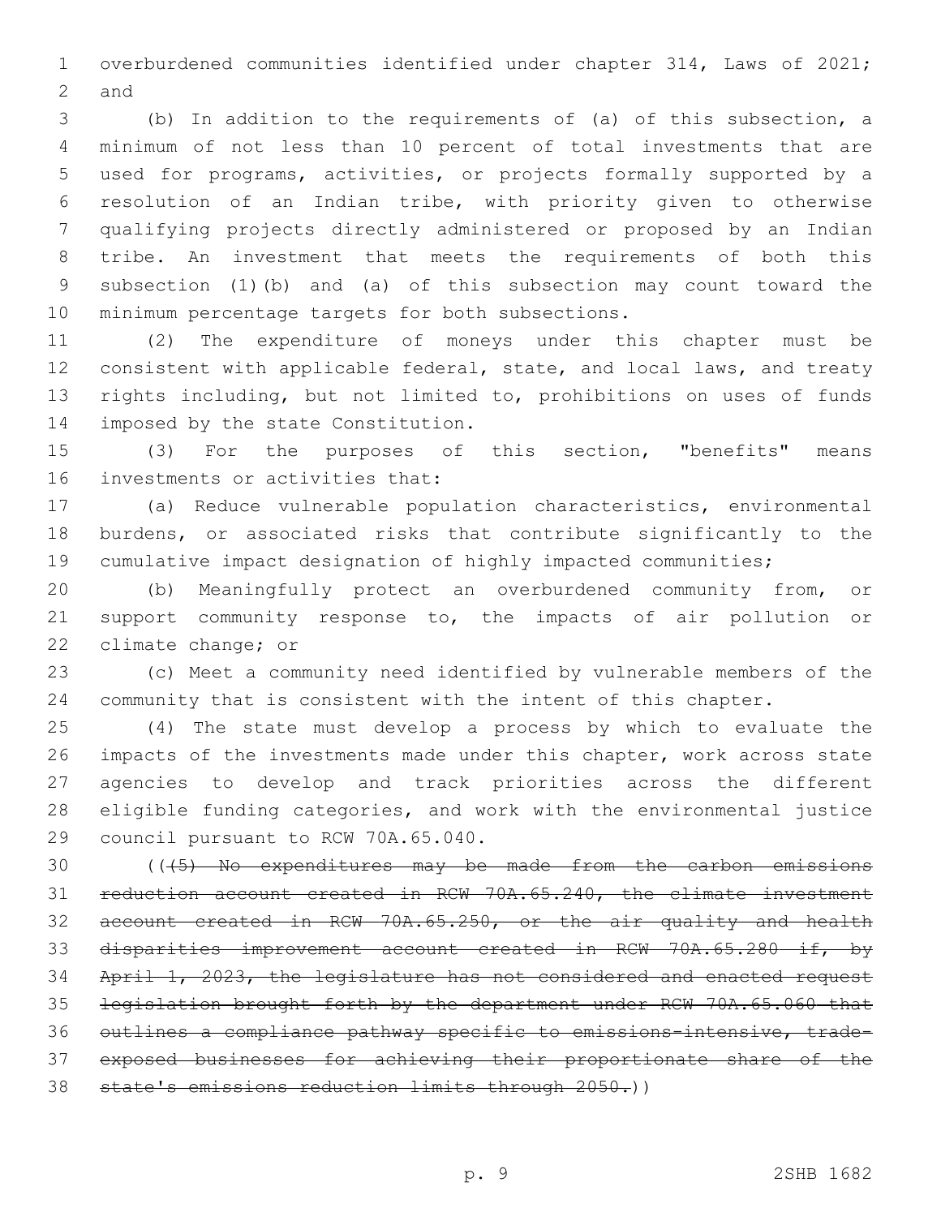overburdened communities identified under chapter 314, Laws of 2021; and

(b) In addition to the requirements of (a) of this subsection, a minimum of not less than 10 percent of total investments that are used for programs, activities, or projects formally supported by a resolution of an Indian tribe, with priority given to otherwise qualifying projects directly administered or proposed by an Indian tribe. An investment that meets the requirements of both this subsection (1)(b) and (a) of this subsection may count toward the minimum percentage targets for both subsections.

(2) The expenditure of moneys under this chapter must be consistent with applicable federal, state, and local laws, and treaty rights including, but not limited to, prohibitions on uses of funds imposed by the state Constitution.

(3) For the purposes of this section, "benefits" means investments or activities that:

(a) Reduce vulnerable population characteristics, environmental burdens, or associated risks that contribute significantly to the cumulative impact designation of highly impacted communities;

(b) Meaningfully protect an overburdened community from, or support community response to, the impacts of air pollution or climate change; or

(c) Meet a community need identified by vulnerable members of the community that is consistent with the intent of this chapter.

(4) The state must develop a process by which to evaluate the impacts of the investments made under this chapter, work across state agencies to develop and track priorities across the different eligible funding categories, and work with the environmental justice council pursuant to RCW 70A.65.040.

((~~(5) No expenditures may be made from the carbon emissions reduction account created in RCW 70A.65.240, the climate investment account created in RCW 70A.65.250, or the air quality and health disparities improvement account created in RCW 70A.65.280 if, by April 1, 2023, the legislature has not considered and enacted request legislation brought forth by the department under RCW 70A.65.060 that outlines a compliance pathway specific to emissions-intensive, trade-exposed businesses for achieving their proportionate share of the state's emissions reduction limits through 2050.~~))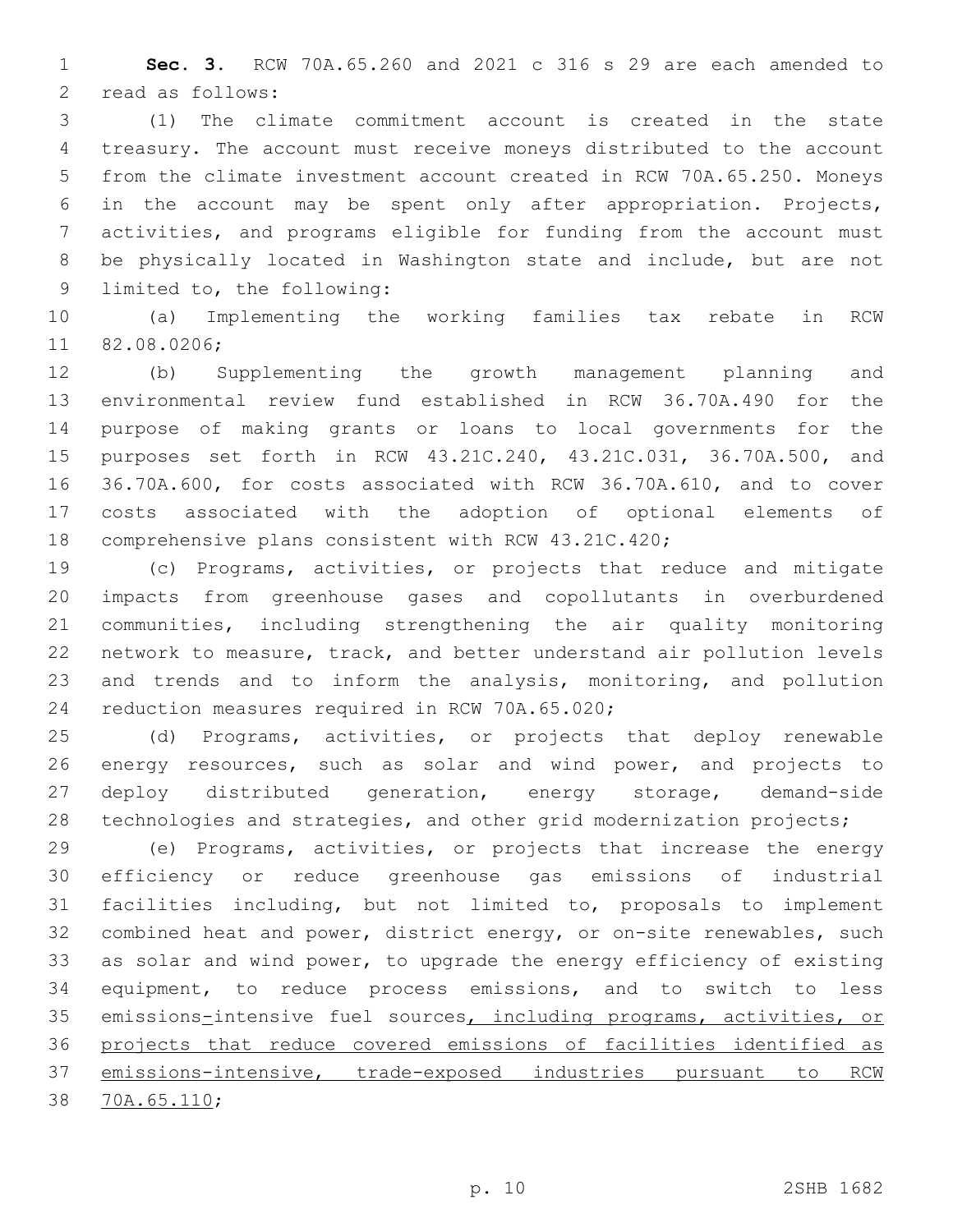**Sec. 3.** RCW 70A.65.260 and 2021 c 316 s 29 are each amended to read as follows:

(1) The climate commitment account is created in the state treasury. The account must receive moneys distributed to the account from the climate investment account created in RCW 70A.65.250. Moneys in the account may be spent only after appropriation. Projects, activities, and programs eligible for funding from the account must be physically located in Washington state and include, but are not limited to, the following:

(a) Implementing the working families tax rebate in RCW 82.08.0206;

(b) Supplementing the growth management planning and environmental review fund established in RCW 36.70A.490 for the purpose of making grants or loans to local governments for the purposes set forth in RCW 43.21C.240, 43.21C.031, 36.70A.500, and 36.70A.600, for costs associated with RCW 36.70A.610, and to cover costs associated with the adoption of optional elements of comprehensive plans consistent with RCW 43.21C.420;

(c) Programs, activities, or projects that reduce and mitigate impacts from greenhouse gases and copollutants in overburdened communities, including strengthening the air quality monitoring network to measure, track, and better understand air pollution levels and trends and to inform the analysis, monitoring, and pollution reduction measures required in RCW 70A.65.020;

(d) Programs, activities, or projects that deploy renewable energy resources, such as solar and wind power, and projects to deploy distributed generation, energy storage, demand-side technologies and strategies, and other grid modernization projects;

(e) Programs, activities, or projects that increase the energy efficiency or reduce greenhouse gas emissions of industrial facilities including, but not limited to, proposals to implement combined heat and power, district energy, or on-site renewables, such as solar and wind power, to upgrade the energy efficiency of existing equipment, to reduce process emissions, and to switch to less emissions-intensive fuel sources, including programs, activities, or projects that reduce covered emissions of facilities identified as emissions-intensive, trade-exposed industries pursuant to RCW 70A.65.110;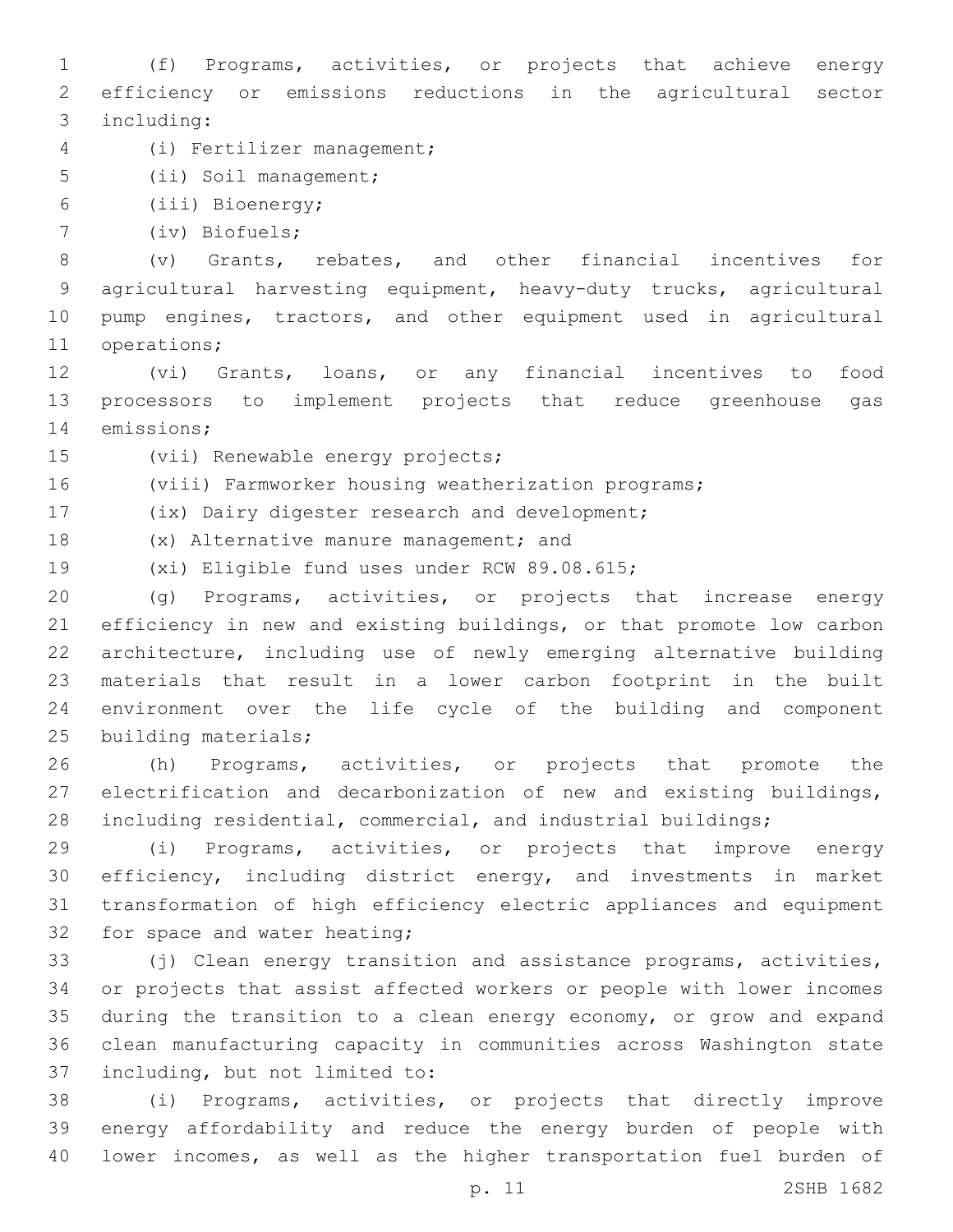(f) Programs, activities, or projects that achieve energy efficiency or emissions reductions in the agricultural sector including:

(i) Fertilizer management;

(ii) Soil management;

(iii) Bioenergy;

(iv) Biofuels;

(v) Grants, rebates, and other financial incentives for agricultural harvesting equipment, heavy-duty trucks, agricultural pump engines, tractors, and other equipment used in agricultural operations;

(vi) Grants, loans, or any financial incentives to food processors to implement projects that reduce greenhouse gas emissions;

(vii) Renewable energy projects;

(viii) Farmworker housing weatherization programs;

(ix) Dairy digester research and development;

(x) Alternative manure management; and

(xi) Eligible fund uses under RCW 89.08.615;

(g) Programs, activities, or projects that increase energy efficiency in new and existing buildings, or that promote low carbon architecture, including use of newly emerging alternative building materials that result in a lower carbon footprint in the built environment over the life cycle of the building and component building materials;

(h) Programs, activities, or projects that promote the electrification and decarbonization of new and existing buildings, including residential, commercial, and industrial buildings;

(i) Programs, activities, or projects that improve energy efficiency, including district energy, and investments in market transformation of high efficiency electric appliances and equipment for space and water heating;

(j) Clean energy transition and assistance programs, activities, or projects that assist affected workers or people with lower incomes during the transition to a clean energy economy, or grow and expand clean manufacturing capacity in communities across Washington state including, but not limited to:

(i) Programs, activities, or projects that directly improve energy affordability and reduce the energy burden of people with lower incomes, as well as the higher transportation fuel burden of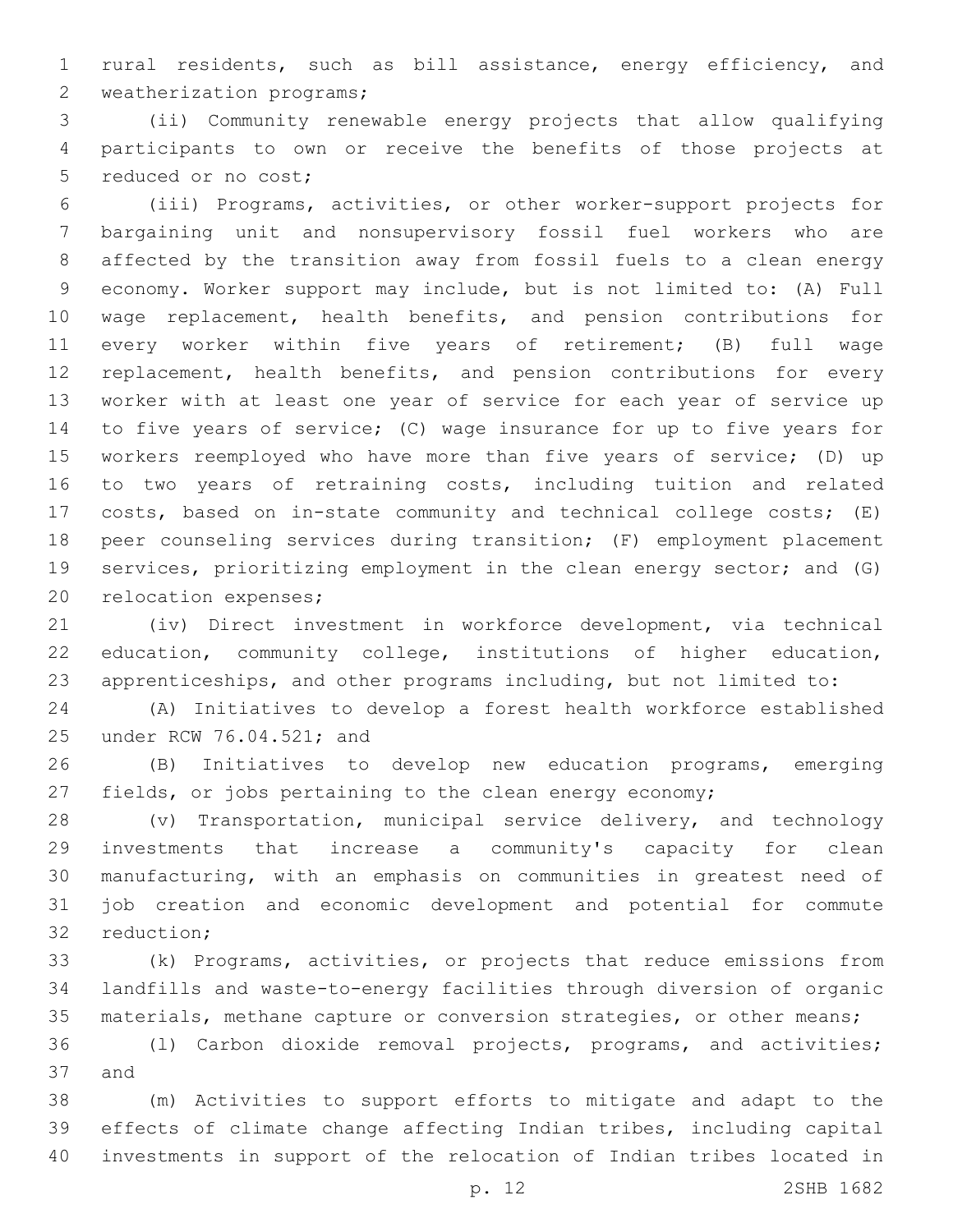rural residents, such as bill assistance, energy efficiency, and weatherization programs;

(ii) Community renewable energy projects that allow qualifying participants to own or receive the benefits of those projects at reduced or no cost;

(iii) Programs, activities, or other worker-support projects for bargaining unit and nonsupervisory fossil fuel workers who are affected by the transition away from fossil fuels to a clean energy economy. Worker support may include, but is not limited to: (A) Full wage replacement, health benefits, and pension contributions for every worker within five years of retirement; (B) full wage replacement, health benefits, and pension contributions for every worker with at least one year of service for each year of service up to five years of service; (C) wage insurance for up to five years for workers reemployed who have more than five years of service; (D) up to two years of retraining costs, including tuition and related costs, based on in-state community and technical college costs; (E) peer counseling services during transition; (F) employment placement services, prioritizing employment in the clean energy sector; and (G) relocation expenses;

(iv) Direct investment in workforce development, via technical education, community college, institutions of higher education, apprenticeships, and other programs including, but not limited to:

(A) Initiatives to develop a forest health workforce established under RCW 76.04.521; and

(B) Initiatives to develop new education programs, emerging fields, or jobs pertaining to the clean energy economy;

(v) Transportation, municipal service delivery, and technology investments that increase a community's capacity for clean manufacturing, with an emphasis on communities in greatest need of job creation and economic development and potential for commute reduction;

(k) Programs, activities, or projects that reduce emissions from landfills and waste-to-energy facilities through diversion of organic materials, methane capture or conversion strategies, or other means;

(l) Carbon dioxide removal projects, programs, and activities; and

(m) Activities to support efforts to mitigate and adapt to the effects of climate change affecting Indian tribes, including capital investments in support of the relocation of Indian tribes located in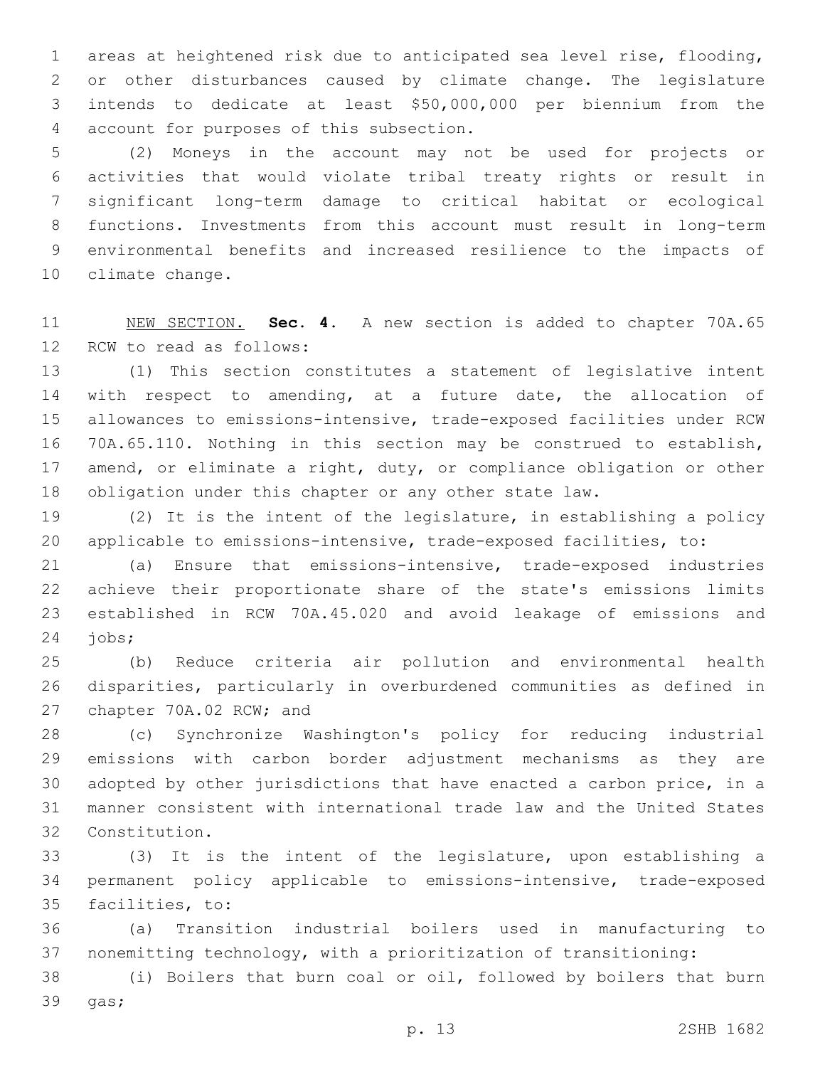areas at heightened risk due to anticipated sea level rise, flooding, or other disturbances caused by climate change. The legislature intends to dedicate at least $50,000,000 per biennium from the account for purposes of this subsection.

(2) Moneys in the account may not be used for projects or activities that would violate tribal treaty rights or result in significant long-term damage to critical habitat or ecological functions. Investments from this account must result in long-term environmental benefits and increased resilience to the impacts of climate change.

NEW SECTION. **Sec. 4.** A new section is added to chapter 70A.65 RCW to read as follows:

(1) This section constitutes a statement of legislative intent with respect to amending, at a future date, the allocation of allowances to emissions-intensive, trade-exposed facilities under RCW 70A.65.110. Nothing in this section may be construed to establish, amend, or eliminate a right, duty, or compliance obligation or other obligation under this chapter or any other state law.

(2) It is the intent of the legislature, in establishing a policy applicable to emissions-intensive, trade-exposed facilities, to:

(a) Ensure that emissions-intensive, trade-exposed industries achieve their proportionate share of the state's emissions limits established in RCW 70A.45.020 and avoid leakage of emissions and jobs;

(b) Reduce criteria air pollution and environmental health disparities, particularly in overburdened communities as defined in chapter 70A.02 RCW; and

(c) Synchronize Washington's policy for reducing industrial emissions with carbon border adjustment mechanisms as they are adopted by other jurisdictions that have enacted a carbon price, in a manner consistent with international trade law and the United States Constitution.

(3) It is the intent of the legislature, upon establishing a permanent policy applicable to emissions-intensive, trade-exposed facilities, to:

(a) Transition industrial boilers used in manufacturing to nonemitting technology, with a prioritization of transitioning:

(i) Boilers that burn coal or oil, followed by boilers that burn gas;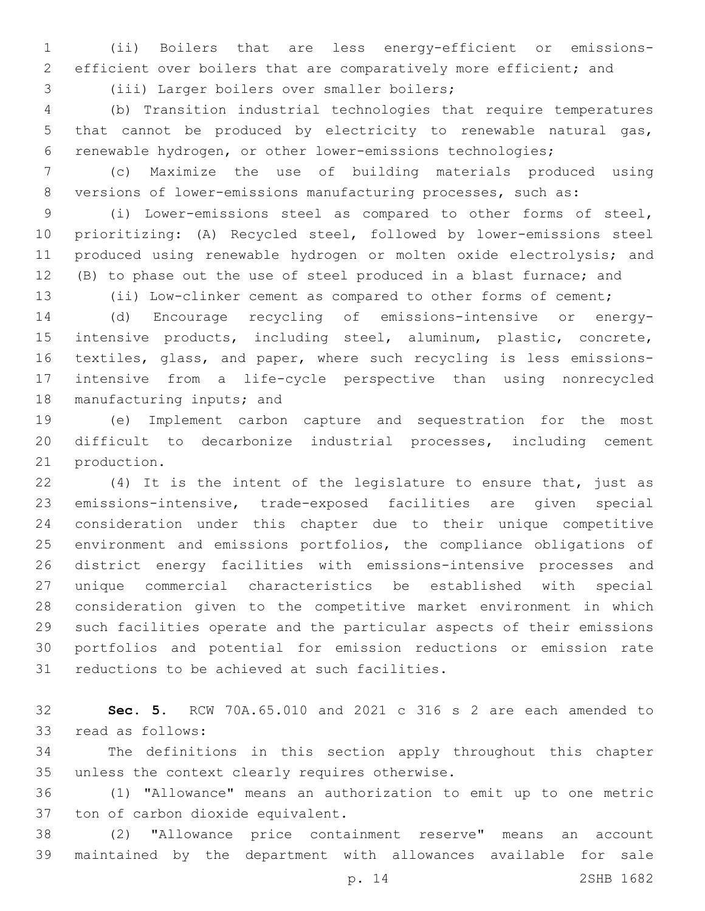(ii) Boilers that are less energy-efficient or emissions-efficient over boilers that are comparatively more efficient; and

(iii) Larger boilers over smaller boilers;

(b) Transition industrial technologies that require temperatures that cannot be produced by electricity to renewable natural gas, renewable hydrogen, or other lower-emissions technologies;

(c) Maximize the use of building materials produced using versions of lower-emissions manufacturing processes, such as:

(i) Lower-emissions steel as compared to other forms of steel, prioritizing: (A) Recycled steel, followed by lower-emissions steel produced using renewable hydrogen or molten oxide electrolysis; and (B) to phase out the use of steel produced in a blast furnace; and

(ii) Low-clinker cement as compared to other forms of cement;

(d) Encourage recycling of emissions-intensive or energy-intensive products, including steel, aluminum, plastic, concrete, textiles, glass, and paper, where such recycling is less emissions-intensive from a life-cycle perspective than using nonrecycled manufacturing inputs; and

(e) Implement carbon capture and sequestration for the most difficult to decarbonize industrial processes, including cement production.

(4) It is the intent of the legislature to ensure that, just as emissions-intensive, trade-exposed facilities are given special consideration under this chapter due to their unique competitive environment and emissions portfolios, the compliance obligations of district energy facilities with emissions-intensive processes and unique commercial characteristics be established with special consideration given to the competitive market environment in which such facilities operate and the particular aspects of their emissions portfolios and potential for emission reductions or emission rate reductions to be achieved at such facilities.

**Sec. 5.** RCW 70A.65.010 and 2021 c 316 s 2 are each amended to read as follows:

The definitions in this section apply throughout this chapter unless the context clearly requires otherwise.

(1) "Allowance" means an authorization to emit up to one metric ton of carbon dioxide equivalent.

(2) "Allowance price containment reserve" means an account maintained by the department with allowances available for sale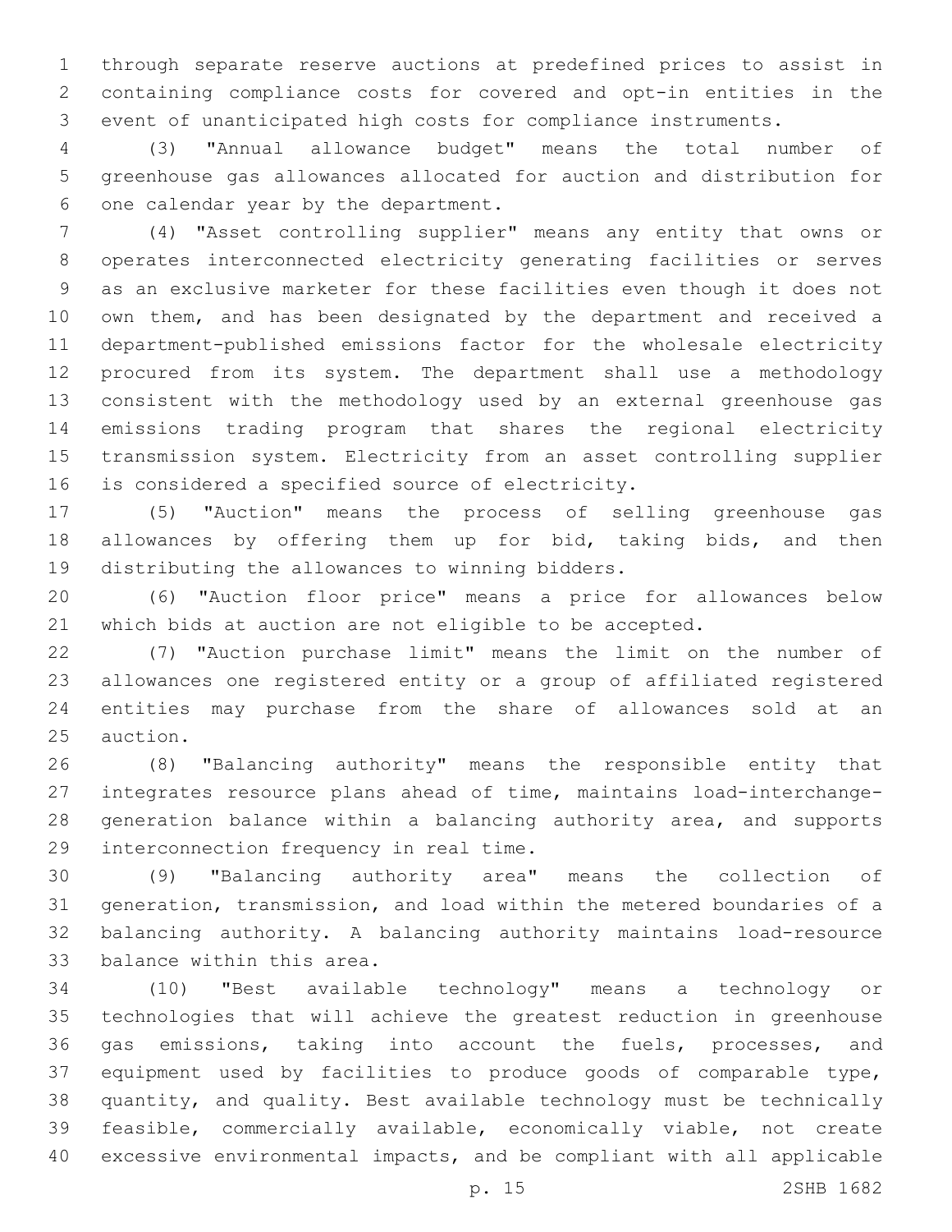through separate reserve auctions at predefined prices to assist in containing compliance costs for covered and opt-in entities in the event of unanticipated high costs for compliance instruments.

(3) "Annual allowance budget" means the total number of greenhouse gas allowances allocated for auction and distribution for one calendar year by the department.

(4) "Asset controlling supplier" means any entity that owns or operates interconnected electricity generating facilities or serves as an exclusive marketer for these facilities even though it does not own them, and has been designated by the department and received a department-published emissions factor for the wholesale electricity procured from its system. The department shall use a methodology consistent with the methodology used by an external greenhouse gas emissions trading program that shares the regional electricity transmission system. Electricity from an asset controlling supplier is considered a specified source of electricity.

(5) "Auction" means the process of selling greenhouse gas allowances by offering them up for bid, taking bids, and then distributing the allowances to winning bidders.

(6) "Auction floor price" means a price for allowances below which bids at auction are not eligible to be accepted.

(7) "Auction purchase limit" means the limit on the number of allowances one registered entity or a group of affiliated registered entities may purchase from the share of allowances sold at an auction.

(8) "Balancing authority" means the responsible entity that integrates resource plans ahead of time, maintains load-interchange-generation balance within a balancing authority area, and supports interconnection frequency in real time.

(9) "Balancing authority area" means the collection of generation, transmission, and load within the metered boundaries of a balancing authority. A balancing authority maintains load-resource balance within this area.

(10) "Best available technology" means a technology or technologies that will achieve the greatest reduction in greenhouse gas emissions, taking into account the fuels, processes, and equipment used by facilities to produce goods of comparable type, quantity, and quality. Best available technology must be technically feasible, commercially available, economically viable, not create excessive environmental impacts, and be compliant with all applicable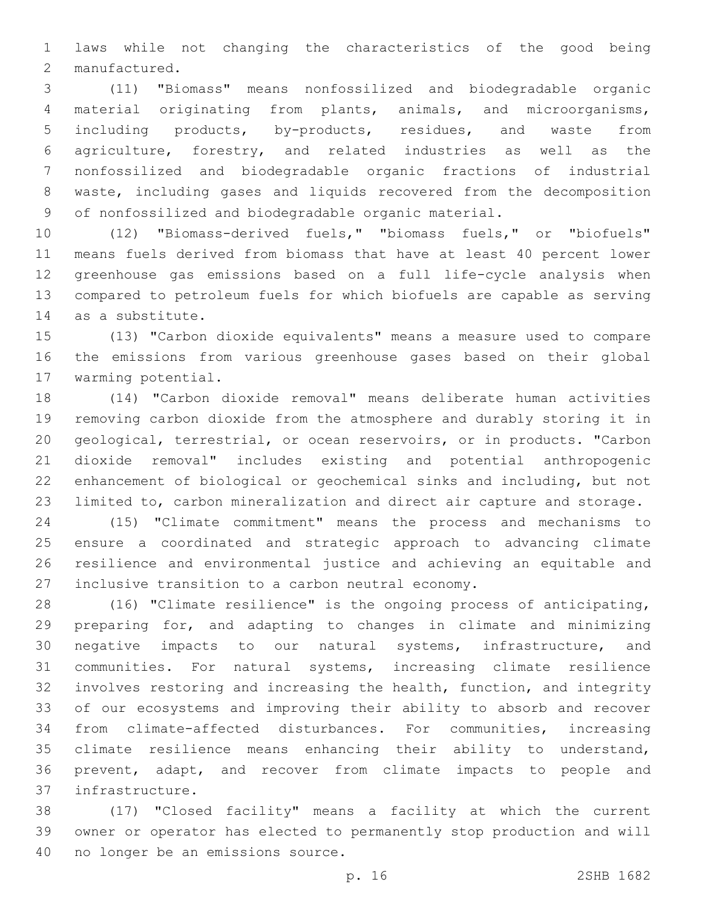laws while not changing the characteristics of the good being manufactured.

(11) "Biomass" means nonfossilized and biodegradable organic material originating from plants, animals, and microorganisms, including products, by-products, residues, and waste from agriculture, forestry, and related industries as well as the nonfossilized and biodegradable organic fractions of industrial waste, including gases and liquids recovered from the decomposition of nonfossilized and biodegradable organic material.

(12) "Biomass-derived fuels," "biomass fuels," or "biofuels" means fuels derived from biomass that have at least 40 percent lower greenhouse gas emissions based on a full life-cycle analysis when compared to petroleum fuels for which biofuels are capable as serving as a substitute.

(13) "Carbon dioxide equivalents" means a measure used to compare the emissions from various greenhouse gases based on their global warming potential.

(14) "Carbon dioxide removal" means deliberate human activities removing carbon dioxide from the atmosphere and durably storing it in geological, terrestrial, or ocean reservoirs, or in products. "Carbon dioxide removal" includes existing and potential anthropogenic enhancement of biological or geochemical sinks and including, but not limited to, carbon mineralization and direct air capture and storage.

(15) "Climate commitment" means the process and mechanisms to ensure a coordinated and strategic approach to advancing climate resilience and environmental justice and achieving an equitable and inclusive transition to a carbon neutral economy.

(16) "Climate resilience" is the ongoing process of anticipating, preparing for, and adapting to changes in climate and minimizing negative impacts to our natural systems, infrastructure, and communities. For natural systems, increasing climate resilience involves restoring and increasing the health, function, and integrity of our ecosystems and improving their ability to absorb and recover from climate-affected disturbances. For communities, increasing climate resilience means enhancing their ability to understand, prevent, adapt, and recover from climate impacts to people and infrastructure.

(17) "Closed facility" means a facility at which the current owner or operator has elected to permanently stop production and will no longer be an emissions source.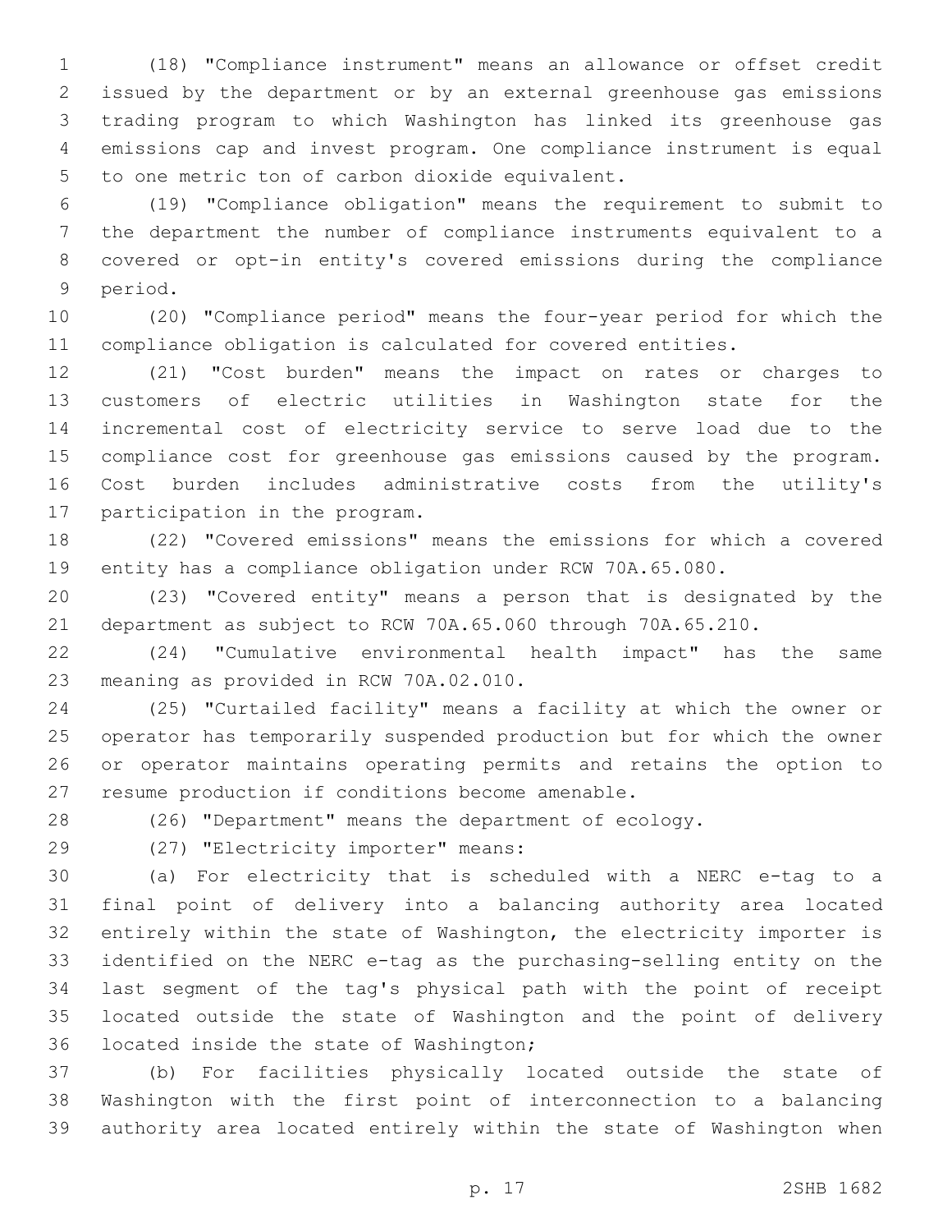(18) "Compliance instrument" means an allowance or offset credit issued by the department or by an external greenhouse gas emissions trading program to which Washington has linked its greenhouse gas emissions cap and invest program. One compliance instrument is equal to one metric ton of carbon dioxide equivalent.

(19) "Compliance obligation" means the requirement to submit to the department the number of compliance instruments equivalent to a covered or opt-in entity's covered emissions during the compliance period.

(20) "Compliance period" means the four-year period for which the compliance obligation is calculated for covered entities.

(21) "Cost burden" means the impact on rates or charges to customers of electric utilities in Washington state for the incremental cost of electricity service to serve load due to the compliance cost for greenhouse gas emissions caused by the program. Cost burden includes administrative costs from the utility's participation in the program.

(22) "Covered emissions" means the emissions for which a covered entity has a compliance obligation under RCW 70A.65.080.

(23) "Covered entity" means a person that is designated by the department as subject to RCW 70A.65.060 through 70A.65.210.

(24) "Cumulative environmental health impact" has the same meaning as provided in RCW 70A.02.010.

(25) "Curtailed facility" means a facility at which the owner or operator has temporarily suspended production but for which the owner or operator maintains operating permits and retains the option to resume production if conditions become amenable.

(26) "Department" means the department of ecology.

(27) "Electricity importer" means:

(a) For electricity that is scheduled with a NERC e-tag to a final point of delivery into a balancing authority area located entirely within the state of Washington, the electricity importer is identified on the NERC e-tag as the purchasing-selling entity on the last segment of the tag's physical path with the point of receipt located outside the state of Washington and the point of delivery located inside the state of Washington;

(b) For facilities physically located outside the state of Washington with the first point of interconnection to a balancing authority area located entirely within the state of Washington when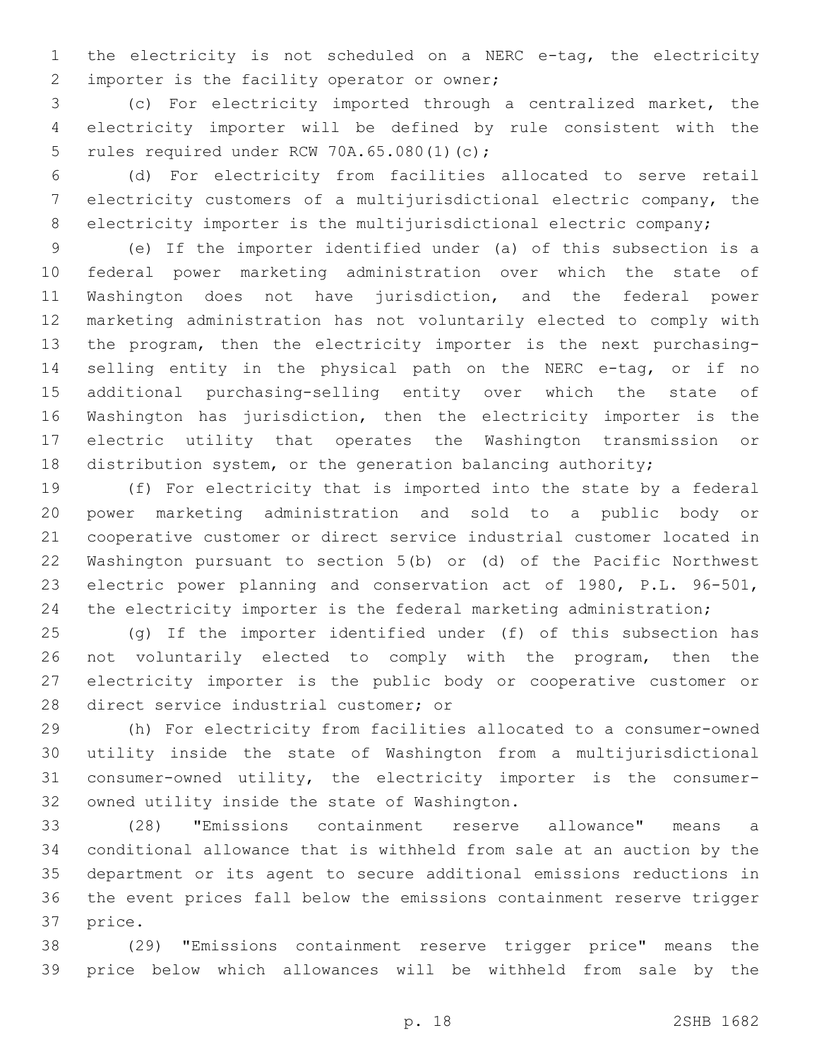the electricity is not scheduled on a NERC e-tag, the electricity importer is the facility operator or owner;

(c) For electricity imported through a centralized market, the electricity importer will be defined by rule consistent with the rules required under RCW 70A.65.080(1)(c);

(d) For electricity from facilities allocated to serve retail electricity customers of a multijurisdictional electric company, the electricity importer is the multijurisdictional electric company;

(e) If the importer identified under (a) of this subsection is a federal power marketing administration over which the state of Washington does not have jurisdiction, and the federal power marketing administration has not voluntarily elected to comply with the program, then the electricity importer is the next purchasing-selling entity in the physical path on the NERC e-tag, or if no additional purchasing-selling entity over which the state of Washington has jurisdiction, then the electricity importer is the electric utility that operates the Washington transmission or distribution system, or the generation balancing authority;

(f) For electricity that is imported into the state by a federal power marketing administration and sold to a public body or cooperative customer or direct service industrial customer located in Washington pursuant to section 5(b) or (d) of the Pacific Northwest electric power planning and conservation act of 1980, P.L. 96-501, the electricity importer is the federal marketing administration;

(g) If the importer identified under (f) of this subsection has not voluntarily elected to comply with the program, then the electricity importer is the public body or cooperative customer or direct service industrial customer; or

(h) For electricity from facilities allocated to a consumer-owned utility inside the state of Washington from a multijurisdictional consumer-owned utility, the electricity importer is the consumer-owned utility inside the state of Washington.

(28) "Emissions containment reserve allowance" means a conditional allowance that is withheld from sale at an auction by the department or its agent to secure additional emissions reductions in the event prices fall below the emissions containment reserve trigger price.

(29) "Emissions containment reserve trigger price" means the price below which allowances will be withheld from sale by the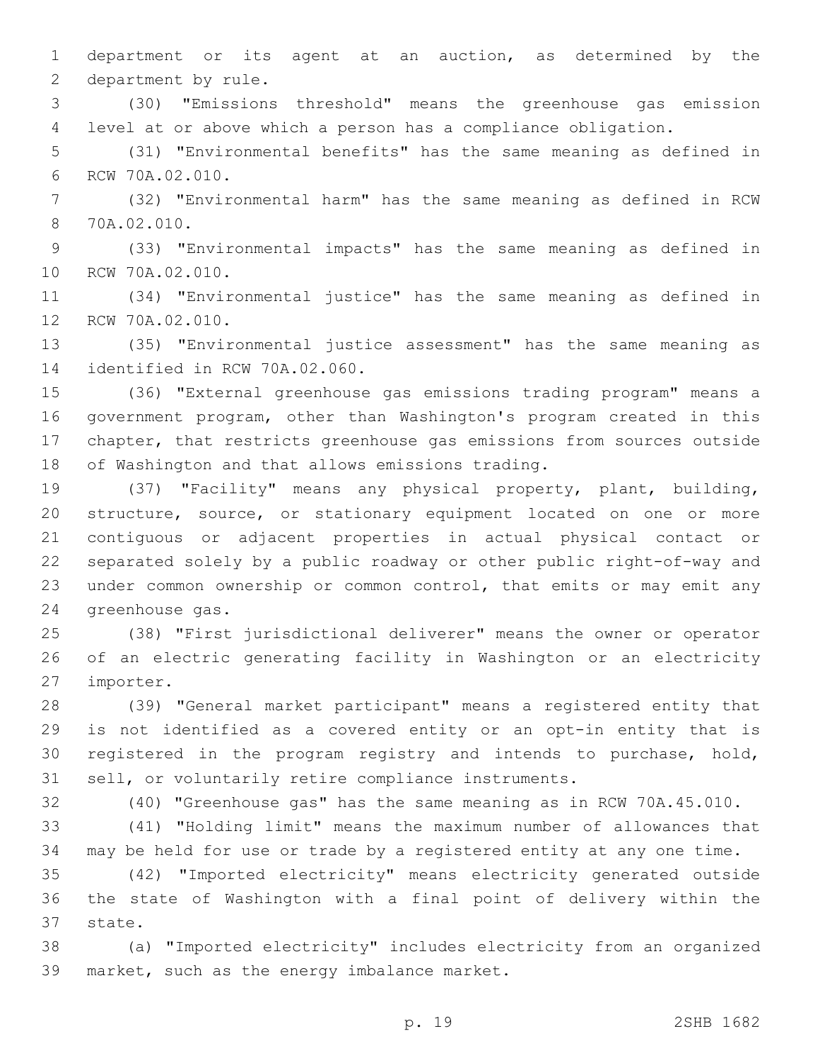department or its agent at an auction, as determined by the department by rule.

(30) "Emissions threshold" means the greenhouse gas emission level at or above which a person has a compliance obligation.

(31) "Environmental benefits" has the same meaning as defined in RCW 70A.02.010.

(32) "Environmental harm" has the same meaning as defined in RCW 70A.02.010.

(33) "Environmental impacts" has the same meaning as defined in RCW 70A.02.010.

(34) "Environmental justice" has the same meaning as defined in RCW 70A.02.010.

(35) "Environmental justice assessment" has the same meaning as identified in RCW 70A.02.060.

(36) "External greenhouse gas emissions trading program" means a government program, other than Washington's program created in this chapter, that restricts greenhouse gas emissions from sources outside of Washington and that allows emissions trading.

(37) "Facility" means any physical property, plant, building, structure, source, or stationary equipment located on one or more contiguous or adjacent properties in actual physical contact or separated solely by a public roadway or other public right-of-way and under common ownership or common control, that emits or may emit any greenhouse gas.

(38) "First jurisdictional deliverer" means the owner or operator of an electric generating facility in Washington or an electricity importer.

(39) "General market participant" means a registered entity that is not identified as a covered entity or an opt-in entity that is registered in the program registry and intends to purchase, hold, sell, or voluntarily retire compliance instruments.

(40) "Greenhouse gas" has the same meaning as in RCW 70A.45.010.

(41) "Holding limit" means the maximum number of allowances that may be held for use or trade by a registered entity at any one time.

(42) "Imported electricity" means electricity generated outside the state of Washington with a final point of delivery within the state.

(a) "Imported electricity" includes electricity from an organized market, such as the energy imbalance market.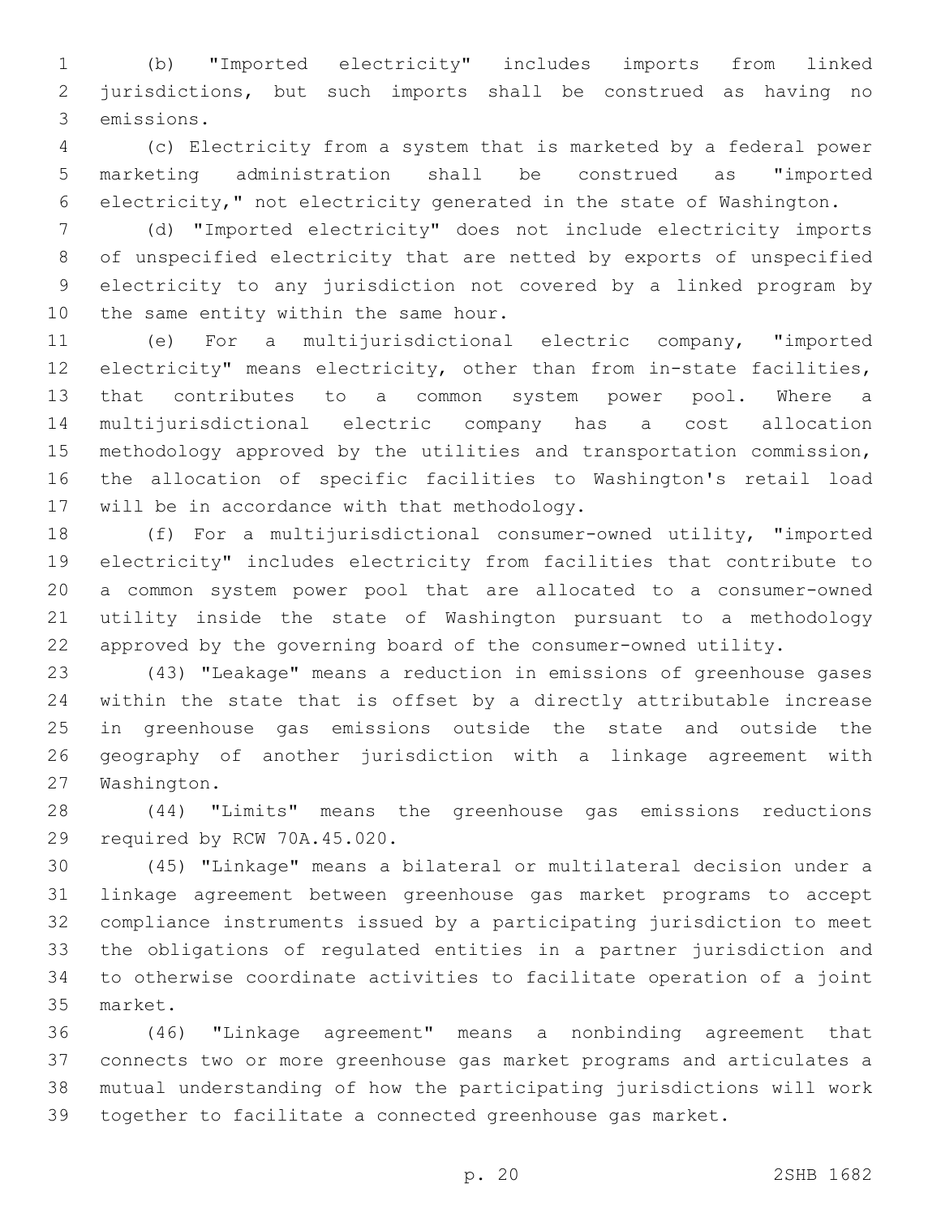(b) "Imported electricity" includes imports from linked jurisdictions, but such imports shall be construed as having no emissions.

(c) Electricity from a system that is marketed by a federal power marketing administration shall be construed as "imported electricity," not electricity generated in the state of Washington.

(d) "Imported electricity" does not include electricity imports of unspecified electricity that are netted by exports of unspecified electricity to any jurisdiction not covered by a linked program by the same entity within the same hour.

(e) For a multijurisdictional electric company, "imported electricity" means electricity, other than from in-state facilities, that contributes to a common system power pool. Where a multijurisdictional electric company has a cost allocation methodology approved by the utilities and transportation commission, the allocation of specific facilities to Washington's retail load will be in accordance with that methodology.

(f) For a multijurisdictional consumer-owned utility, "imported electricity" includes electricity from facilities that contribute to a common system power pool that are allocated to a consumer-owned utility inside the state of Washington pursuant to a methodology approved by the governing board of the consumer-owned utility.

(43) "Leakage" means a reduction in emissions of greenhouse gases within the state that is offset by a directly attributable increase in greenhouse gas emissions outside the state and outside the geography of another jurisdiction with a linkage agreement with Washington.

(44) "Limits" means the greenhouse gas emissions reductions required by RCW 70A.45.020.

(45) "Linkage" means a bilateral or multilateral decision under a linkage agreement between greenhouse gas market programs to accept compliance instruments issued by a participating jurisdiction to meet the obligations of regulated entities in a partner jurisdiction and to otherwise coordinate activities to facilitate operation of a joint market.

(46) "Linkage agreement" means a nonbinding agreement that connects two or more greenhouse gas market programs and articulates a mutual understanding of how the participating jurisdictions will work together to facilitate a connected greenhouse gas market.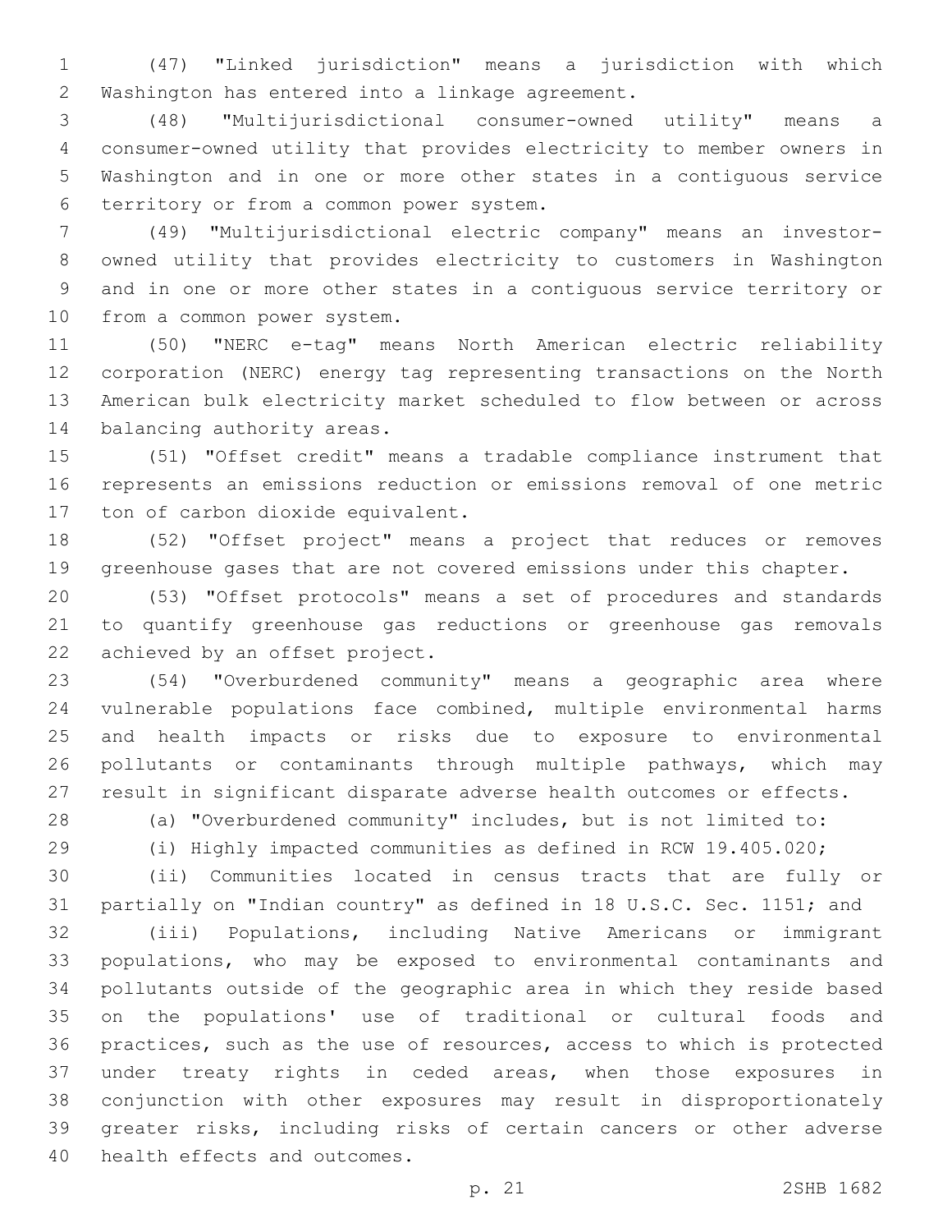(47) "Linked jurisdiction" means a jurisdiction with which Washington has entered into a linkage agreement.

(48) "Multijurisdictional consumer-owned utility" means a consumer-owned utility that provides electricity to member owners in Washington and in one or more other states in a contiguous service territory or from a common power system.

(49) "Multijurisdictional electric company" means an investor-owned utility that provides electricity to customers in Washington and in one or more other states in a contiguous service territory or from a common power system.

(50) "NERC e-tag" means North American electric reliability corporation (NERC) energy tag representing transactions on the North American bulk electricity market scheduled to flow between or across balancing authority areas.

(51) "Offset credit" means a tradable compliance instrument that represents an emissions reduction or emissions removal of one metric ton of carbon dioxide equivalent.

(52) "Offset project" means a project that reduces or removes greenhouse gases that are not covered emissions under this chapter.

(53) "Offset protocols" means a set of procedures and standards to quantify greenhouse gas reductions or greenhouse gas removals achieved by an offset project.

(54) "Overburdened community" means a geographic area where vulnerable populations face combined, multiple environmental harms and health impacts or risks due to exposure to environmental pollutants or contaminants through multiple pathways, which may result in significant disparate adverse health outcomes or effects.

(a) "Overburdened community" includes, but is not limited to:

(i) Highly impacted communities as defined in RCW 19.405.020;

(ii) Communities located in census tracts that are fully or partially on "Indian country" as defined in 18 U.S.C. Sec. 1151; and

(iii) Populations, including Native Americans or immigrant populations, who may be exposed to environmental contaminants and pollutants outside of the geographic area in which they reside based on the populations' use of traditional or cultural foods and practices, such as the use of resources, access to which is protected under treaty rights in ceded areas, when those exposures in conjunction with other exposures may result in disproportionately greater risks, including risks of certain cancers or other adverse health effects and outcomes.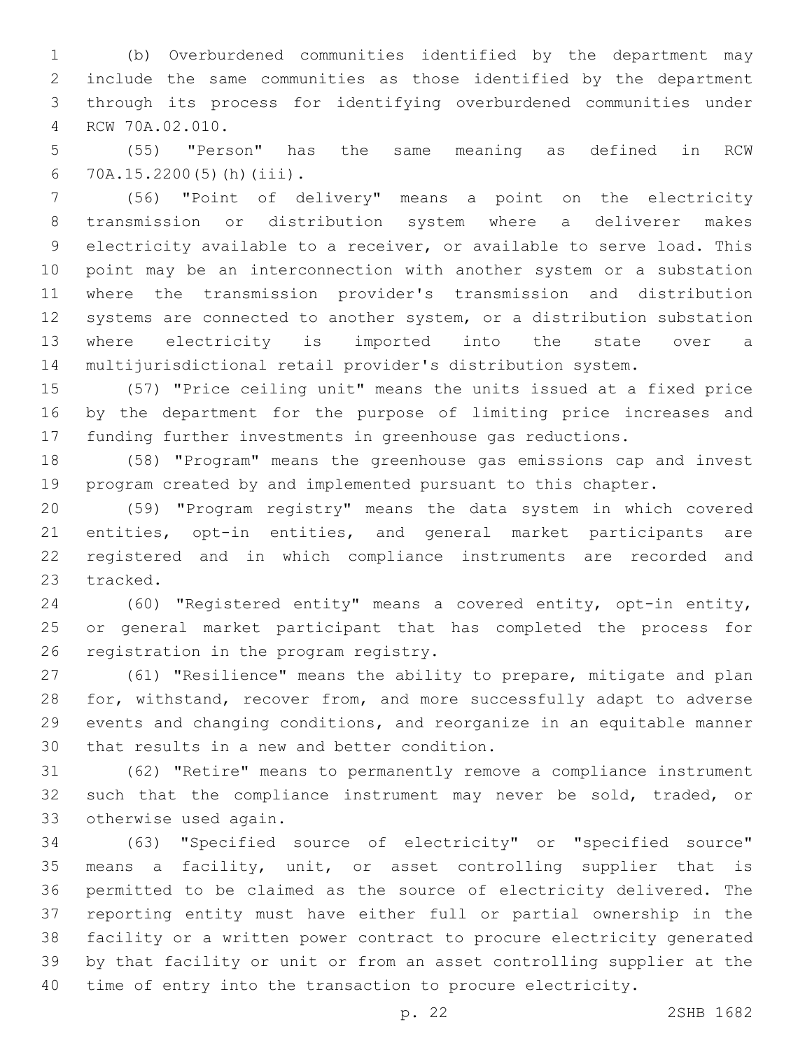(b) Overburdened communities identified by the department may include the same communities as those identified by the department through its process for identifying overburdened communities under RCW 70A.02.010.

(55) "Person" has the same meaning as defined in RCW 70A.15.2200(5)(h)(iii).

(56) "Point of delivery" means a point on the electricity transmission or distribution system where a deliverer makes electricity available to a receiver, or available to serve load. This point may be an interconnection with another system or a substation where the transmission provider's transmission and distribution systems are connected to another system, or a distribution substation where electricity is imported into the state over a multijurisdictional retail provider's distribution system.

(57) "Price ceiling unit" means the units issued at a fixed price by the department for the purpose of limiting price increases and funding further investments in greenhouse gas reductions.

(58) "Program" means the greenhouse gas emissions cap and invest program created by and implemented pursuant to this chapter.

(59) "Program registry" means the data system in which covered entities, opt-in entities, and general market participants are registered and in which compliance instruments are recorded and tracked.

(60) "Registered entity" means a covered entity, opt-in entity, or general market participant that has completed the process for registration in the program registry.

(61) "Resilience" means the ability to prepare, mitigate and plan for, withstand, recover from, and more successfully adapt to adverse events and changing conditions, and reorganize in an equitable manner that results in a new and better condition.

(62) "Retire" means to permanently remove a compliance instrument such that the compliance instrument may never be sold, traded, or otherwise used again.

(63) "Specified source of electricity" or "specified source" means a facility, unit, or asset controlling supplier that is permitted to be claimed as the source of electricity delivered. The reporting entity must have either full or partial ownership in the facility or a written power contract to procure electricity generated by that facility or unit or from an asset controlling supplier at the time of entry into the transaction to procure electricity.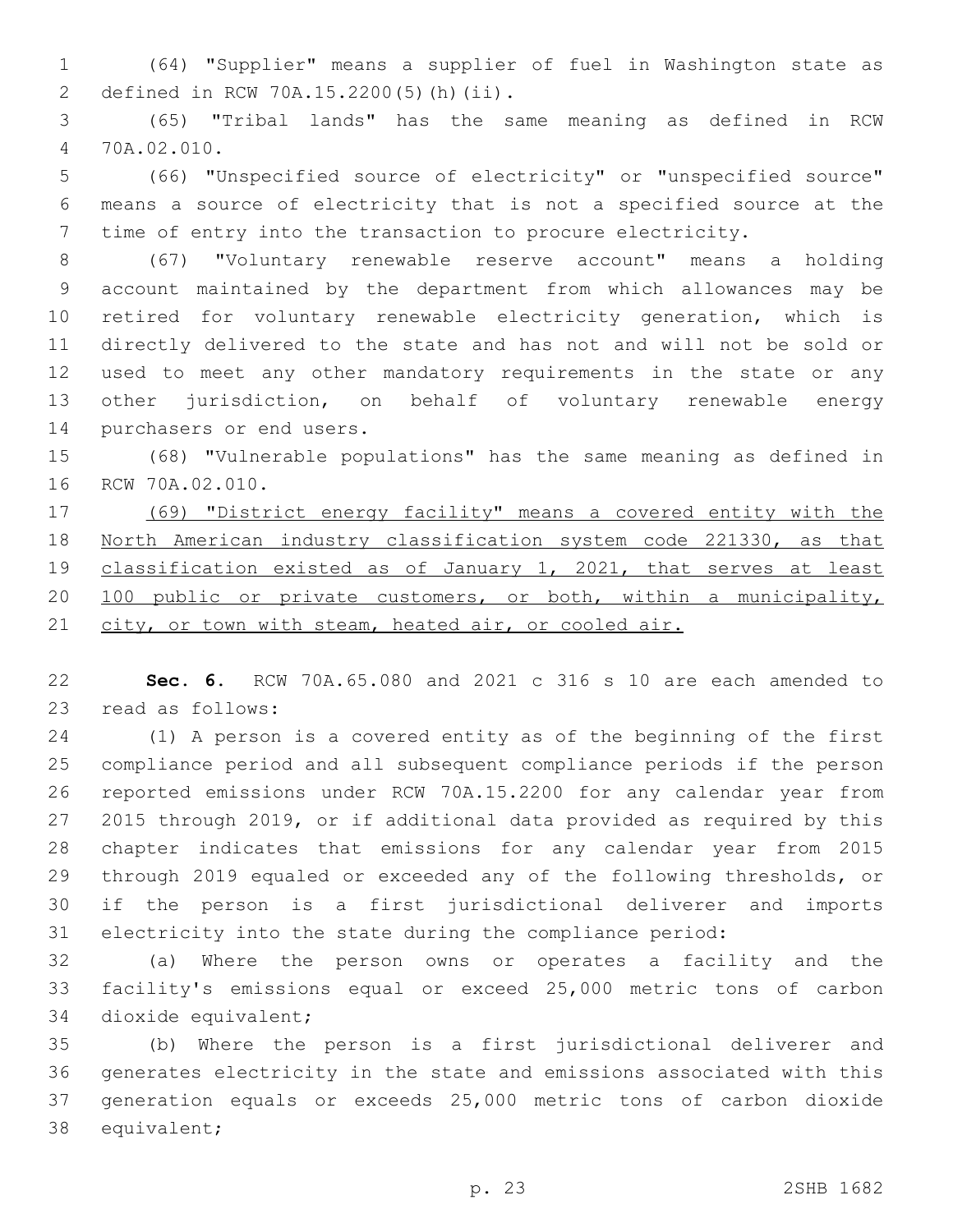(64) "Supplier" means a supplier of fuel in Washington state as defined in RCW 70A.15.2200(5)(h)(ii).

(65) "Tribal lands" has the same meaning as defined in RCW 70A.02.010.

(66) "Unspecified source of electricity" or "unspecified source" means a source of electricity that is not a specified source at the time of entry into the transaction to procure electricity.

(67) "Voluntary renewable reserve account" means a holding account maintained by the department from which allowances may be retired for voluntary renewable electricity generation, which is directly delivered to the state and has not and will not be sold or used to meet any other mandatory requirements in the state or any other jurisdiction, on behalf of voluntary renewable energy purchasers or end users.

(68) "Vulnerable populations" has the same meaning as defined in RCW 70A.02.010.

(69) "District energy facility" means a covered entity with the North American industry classification system code 221330, as that classification existed as of January 1, 2021, that serves at least 100 public or private customers, or both, within a municipality, city, or town with steam, heated air, or cooled air.

**Sec. 6.** RCW 70A.65.080 and 2021 c 316 s 10 are each amended to read as follows:

(1) A person is a covered entity as of the beginning of the first compliance period and all subsequent compliance periods if the person reported emissions under RCW 70A.15.2200 for any calendar year from 2015 through 2019, or if additional data provided as required by this chapter indicates that emissions for any calendar year from 2015 through 2019 equaled or exceeded any of the following thresholds, or if the person is a first jurisdictional deliverer and imports electricity into the state during the compliance period:

(a) Where the person owns or operates a facility and the facility's emissions equal or exceed 25,000 metric tons of carbon dioxide equivalent;

(b) Where the person is a first jurisdictional deliverer and generates electricity in the state and emissions associated with this generation equals or exceeds 25,000 metric tons of carbon dioxide equivalent;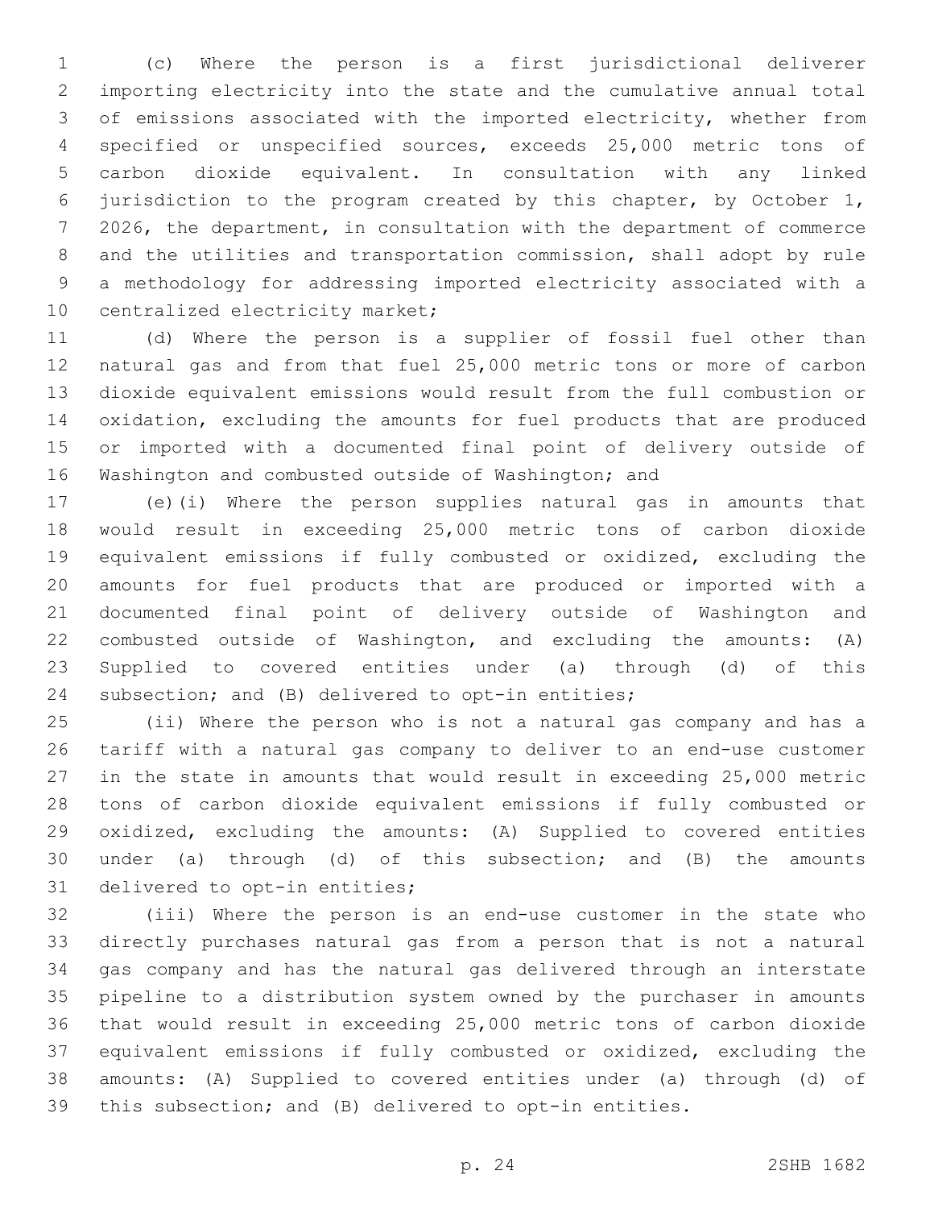(c) Where the person is a first jurisdictional deliverer importing electricity into the state and the cumulative annual total of emissions associated with the imported electricity, whether from specified or unspecified sources, exceeds 25,000 metric tons of carbon dioxide equivalent. In consultation with any linked jurisdiction to the program created by this chapter, by October 1, 2026, the department, in consultation with the department of commerce and the utilities and transportation commission, shall adopt by rule a methodology for addressing imported electricity associated with a centralized electricity market;

(d) Where the person is a supplier of fossil fuel other than natural gas and from that fuel 25,000 metric tons or more of carbon dioxide equivalent emissions would result from the full combustion or oxidation, excluding the amounts for fuel products that are produced or imported with a documented final point of delivery outside of Washington and combusted outside of Washington; and

(e)(i) Where the person supplies natural gas in amounts that would result in exceeding 25,000 metric tons of carbon dioxide equivalent emissions if fully combusted or oxidized, excluding the amounts for fuel products that are produced or imported with a documented final point of delivery outside of Washington and combusted outside of Washington, and excluding the amounts: (A) Supplied to covered entities under (a) through (d) of this subsection; and (B) delivered to opt-in entities;

(ii) Where the person who is not a natural gas company and has a tariff with a natural gas company to deliver to an end-use customer in the state in amounts that would result in exceeding 25,000 metric tons of carbon dioxide equivalent emissions if fully combusted or oxidized, excluding the amounts: (A) Supplied to covered entities under (a) through (d) of this subsection; and (B) the amounts delivered to opt-in entities;

(iii) Where the person is an end-use customer in the state who directly purchases natural gas from a person that is not a natural gas company and has the natural gas delivered through an interstate pipeline to a distribution system owned by the purchaser in amounts that would result in exceeding 25,000 metric tons of carbon dioxide equivalent emissions if fully combusted or oxidized, excluding the amounts: (A) Supplied to covered entities under (a) through (d) of this subsection; and (B) delivered to opt-in entities.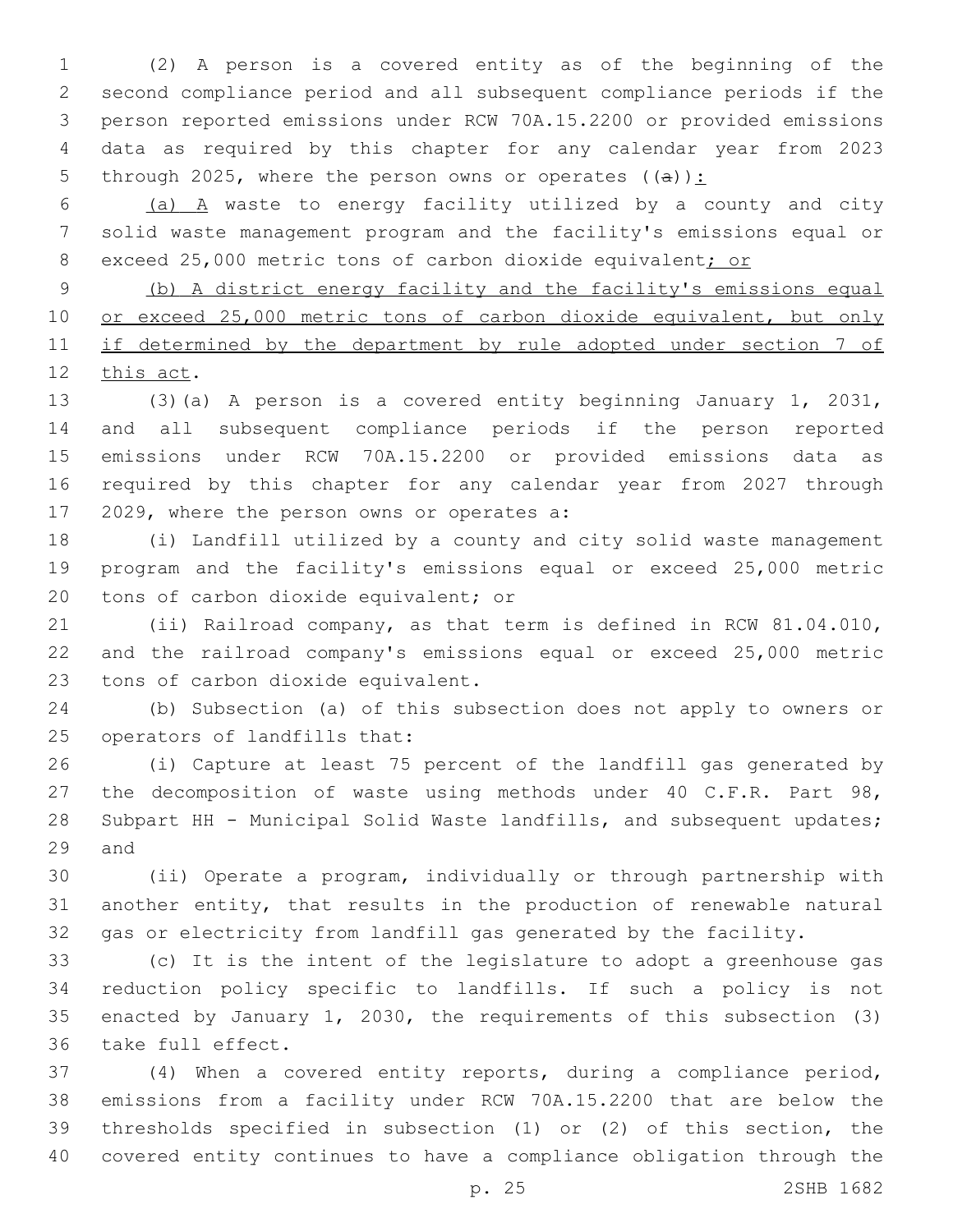(2) A person is a covered entity as of the beginning of the second compliance period and all subsequent compliance periods if the person reported emissions under RCW 70A.15.2200 or provided emissions data as required by this chapter for any calendar year from 2023 through 2025, where the person owns or operates ((a)):

(a) A waste to energy facility utilized by a county and city solid waste management program and the facility's emissions equal or exceed 25,000 metric tons of carbon dioxide equivalent; or

(b) A district energy facility and the facility's emissions equal or exceed 25,000 metric tons of carbon dioxide equivalent, but only if determined by the department by rule adopted under section 7 of this act.

(3)(a) A person is a covered entity beginning January 1, 2031, and all subsequent compliance periods if the person reported emissions under RCW 70A.15.2200 or provided emissions data as required by this chapter for any calendar year from 2027 through 2029, where the person owns or operates a:

(i) Landfill utilized by a county and city solid waste management program and the facility's emissions equal or exceed 25,000 metric tons of carbon dioxide equivalent; or

(ii) Railroad company, as that term is defined in RCW 81.04.010, and the railroad company's emissions equal or exceed 25,000 metric tons of carbon dioxide equivalent.

(b) Subsection (a) of this subsection does not apply to owners or operators of landfills that:

(i) Capture at least 75 percent of the landfill gas generated by the decomposition of waste using methods under 40 C.F.R. Part 98, Subpart HH - Municipal Solid Waste landfills, and subsequent updates; and

(ii) Operate a program, individually or through partnership with another entity, that results in the production of renewable natural gas or electricity from landfill gas generated by the facility.

(c) It is the intent of the legislature to adopt a greenhouse gas reduction policy specific to landfills. If such a policy is not enacted by January 1, 2030, the requirements of this subsection (3) take full effect.

(4) When a covered entity reports, during a compliance period, emissions from a facility under RCW 70A.15.2200 that are below the thresholds specified in subsection (1) or (2) of this section, the covered entity continues to have a compliance obligation through the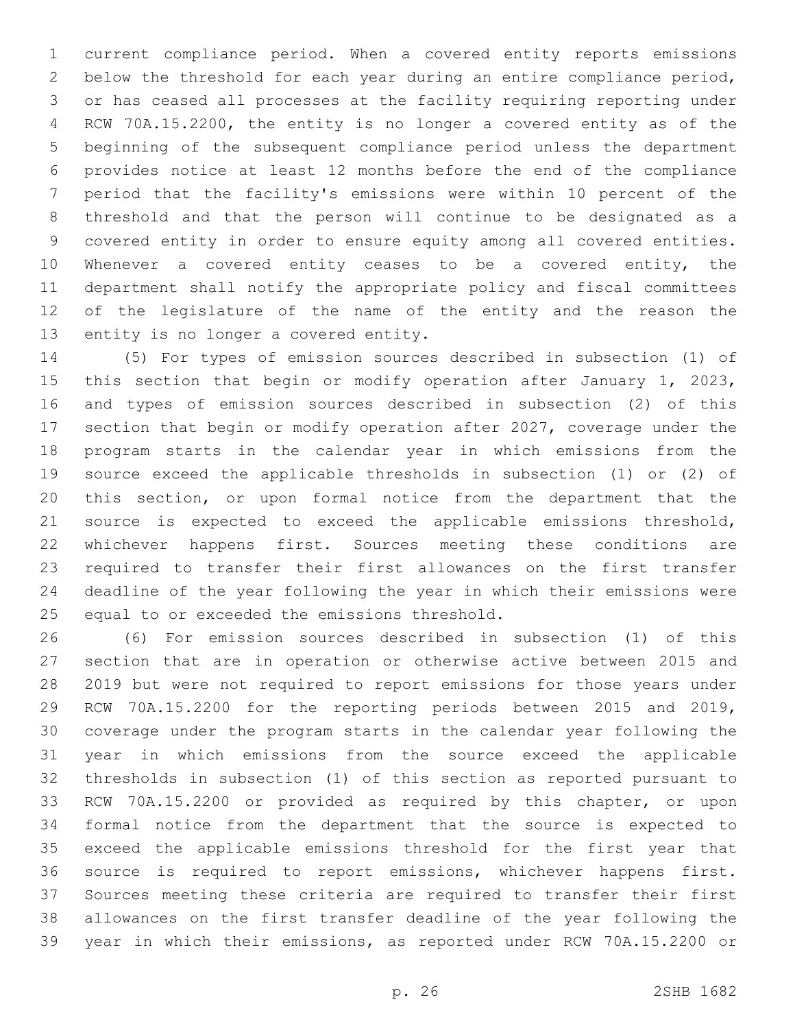current compliance period. When a covered entity reports emissions below the threshold for each year during an entire compliance period, or has ceased all processes at the facility requiring reporting under RCW 70A.15.2200, the entity is no longer a covered entity as of the beginning of the subsequent compliance period unless the department provides notice at least 12 months before the end of the compliance period that the facility's emissions were within 10 percent of the threshold and that the person will continue to be designated as a covered entity in order to ensure equity among all covered entities. Whenever a covered entity ceases to be a covered entity, the department shall notify the appropriate policy and fiscal committees of the legislature of the name of the entity and the reason the entity is no longer a covered entity.

(5) For types of emission sources described in subsection (1) of this section that begin or modify operation after January 1, 2023, and types of emission sources described in subsection (2) of this section that begin or modify operation after 2027, coverage under the program starts in the calendar year in which emissions from the source exceed the applicable thresholds in subsection (1) or (2) of this section, or upon formal notice from the department that the source is expected to exceed the applicable emissions threshold, whichever happens first. Sources meeting these conditions are required to transfer their first allowances on the first transfer deadline of the year following the year in which their emissions were equal to or exceeded the emissions threshold.

(6) For emission sources described in subsection (1) of this section that are in operation or otherwise active between 2015 and 2019 but were not required to report emissions for those years under RCW 70A.15.2200 for the reporting periods between 2015 and 2019, coverage under the program starts in the calendar year following the year in which emissions from the source exceed the applicable thresholds in subsection (1) of this section as reported pursuant to RCW 70A.15.2200 or provided as required by this chapter, or upon formal notice from the department that the source is expected to exceed the applicable emissions threshold for the first year that source is required to report emissions, whichever happens first. Sources meeting these criteria are required to transfer their first allowances on the first transfer deadline of the year following the year in which their emissions, as reported under RCW 70A.15.2200 or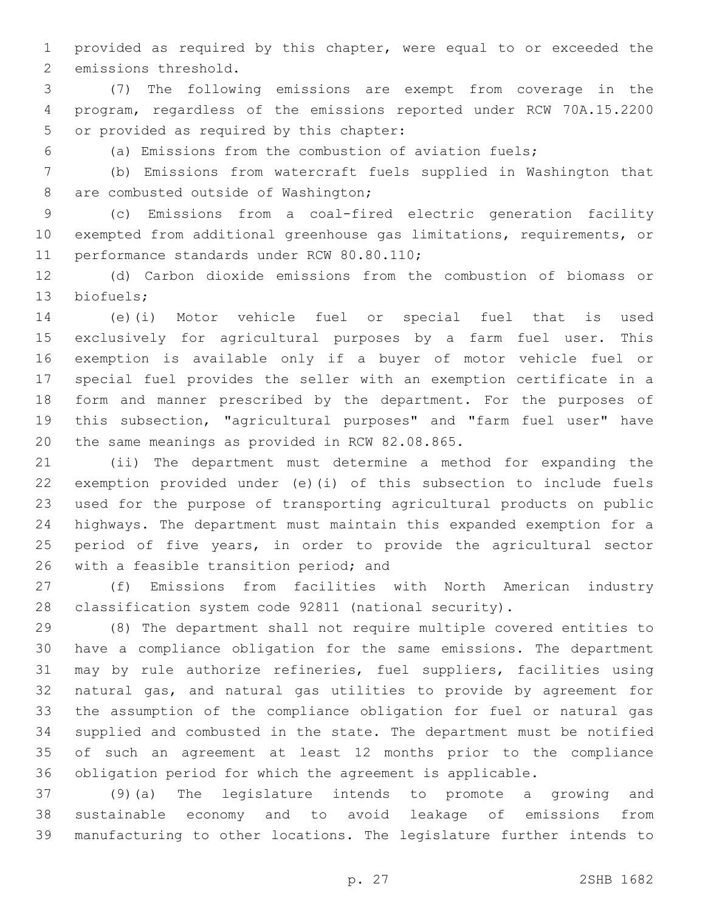provided as required by this chapter, were equal to or exceeded the emissions threshold.

(7) The following emissions are exempt from coverage in the program, regardless of the emissions reported under RCW 70A.15.2200 or provided as required by this chapter:

(a) Emissions from the combustion of aviation fuels;

(b) Emissions from watercraft fuels supplied in Washington that are combusted outside of Washington;

(c) Emissions from a coal-fired electric generation facility exempted from additional greenhouse gas limitations, requirements, or performance standards under RCW 80.80.110;

(d) Carbon dioxide emissions from the combustion of biomass or biofuels;

(e)(i) Motor vehicle fuel or special fuel that is used exclusively for agricultural purposes by a farm fuel user. This exemption is available only if a buyer of motor vehicle fuel or special fuel provides the seller with an exemption certificate in a form and manner prescribed by the department. For the purposes of this subsection, "agricultural purposes" and "farm fuel user" have the same meanings as provided in RCW 82.08.865.

(ii) The department must determine a method for expanding the exemption provided under (e)(i) of this subsection to include fuels used for the purpose of transporting agricultural products on public highways. The department must maintain this expanded exemption for a period of five years, in order to provide the agricultural sector with a feasible transition period; and

(f) Emissions from facilities with North American industry classification system code 92811 (national security).

(8) The department shall not require multiple covered entities to have a compliance obligation for the same emissions. The department may by rule authorize refineries, fuel suppliers, facilities using natural gas, and natural gas utilities to provide by agreement for the assumption of the compliance obligation for fuel or natural gas supplied and combusted in the state. The department must be notified of such an agreement at least 12 months prior to the compliance obligation period for which the agreement is applicable.

(9)(a) The legislature intends to promote a growing and sustainable economy and to avoid leakage of emissions from manufacturing to other locations. The legislature further intends to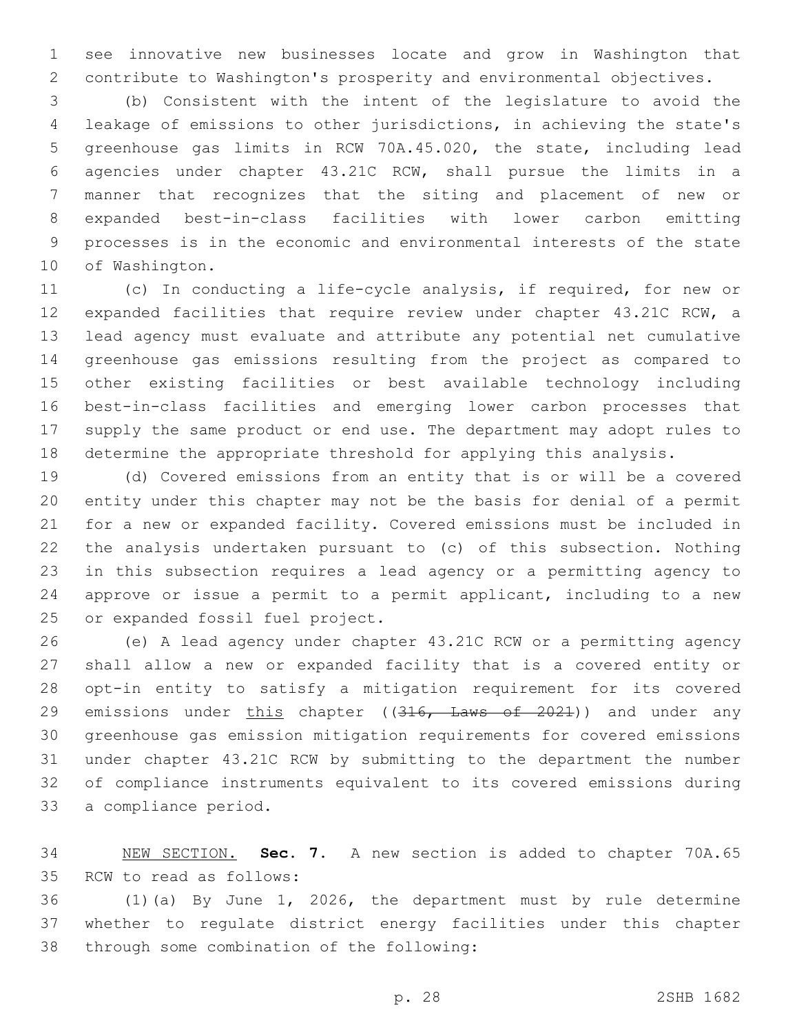see innovative new businesses locate and grow in Washington that contribute to Washington's prosperity and environmental objectives.

(b) Consistent with the intent of the legislature to avoid the leakage of emissions to other jurisdictions, in achieving the state's greenhouse gas limits in RCW 70A.45.020, the state, including lead agencies under chapter 43.21C RCW, shall pursue the limits in a manner that recognizes that the siting and placement of new or expanded best-in-class facilities with lower carbon emitting processes is in the economic and environmental interests of the state of Washington.

(c) In conducting a life-cycle analysis, if required, for new or expanded facilities that require review under chapter 43.21C RCW, a lead agency must evaluate and attribute any potential net cumulative greenhouse gas emissions resulting from the project as compared to other existing facilities or best available technology including best-in-class facilities and emerging lower carbon processes that supply the same product or end use. The department may adopt rules to determine the appropriate threshold for applying this analysis.

(d) Covered emissions from an entity that is or will be a covered entity under this chapter may not be the basis for denial of a permit for a new or expanded facility. Covered emissions must be included in the analysis undertaken pursuant to (c) of this subsection. Nothing in this subsection requires a lead agency or a permitting agency to approve or issue a permit to a permit applicant, including to a new or expanded fossil fuel project.

(e) A lead agency under chapter 43.21C RCW or a permitting agency shall allow a new or expanded facility that is a covered entity or opt-in entity to satisfy a mitigation requirement for its covered emissions under this chapter ((~~316, Laws of 2021~~)) and under any greenhouse gas emission mitigation requirements for covered emissions under chapter 43.21C RCW by submitting to the department the number of compliance instruments equivalent to its covered emissions during a compliance period.

NEW SECTION. **Sec. 7.** A new section is added to chapter 70A.65 RCW to read as follows:

(1)(a) By June 1, 2026, the department must by rule determine whether to regulate district energy facilities under this chapter through some combination of the following: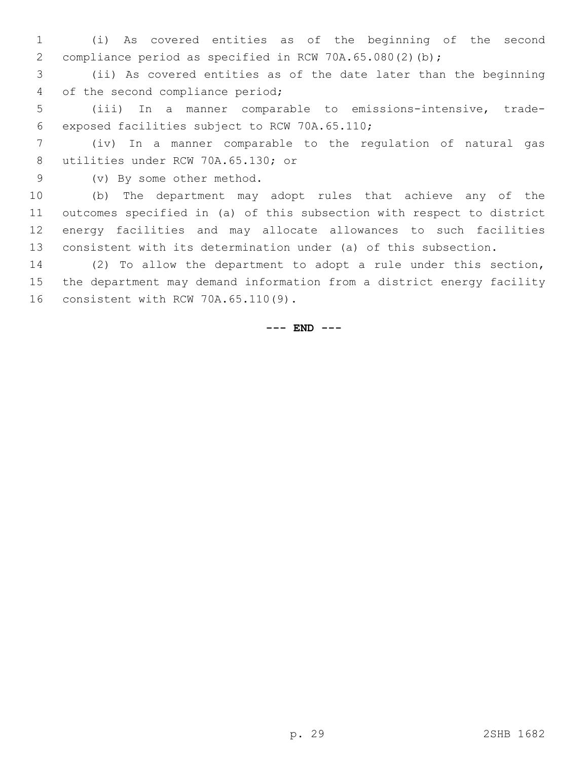(i) As covered entities as of the beginning of the second compliance period as specified in RCW 70A.65.080(2)(b);

(ii) As covered entities as of the date later than the beginning of the second compliance period;

(iii) In a manner comparable to emissions-intensive, trade-exposed facilities subject to RCW 70A.65.110;

(iv) In a manner comparable to the regulation of natural gas utilities under RCW 70A.65.130; or

(v) By some other method.

(b) The department may adopt rules that achieve any of the outcomes specified in (a) of this subsection with respect to district energy facilities and may allocate allowances to such facilities consistent with its determination under (a) of this subsection.

(2) To allow the department to adopt a rule under this section, the department may demand information from a district energy facility consistent with RCW 70A.65.110(9).

**--- END ---**